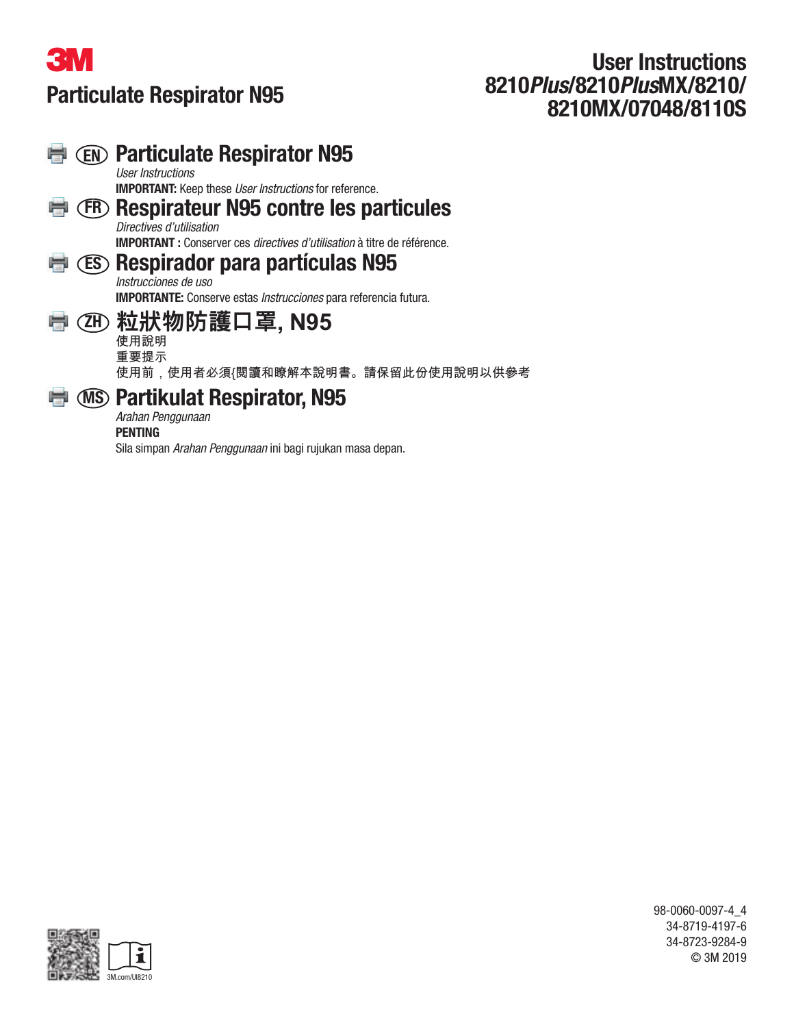3M

# Particulate Respirator N95

**User Instructions**
**8210*Plus*/8210*Plus*MX/8210/8210MX/07048/8110S**

## (EN) Particulate Respirator N95

*User Instructions*

**IMPORTANT:** Keep these *User Instructions* for reference.

## (FR) Respirateur N95 contre les particules

*Directives d'utilisation*

**IMPORTANT :** Conserver ces *directives d'utilisation* à titre de référence.

## (ES) Respirador para partículas N95

*Instrucciones de uso*

**IMPORTANTE:** Conserve estas *Instrucciones* para referencia futura.

## (ZH) 粒狀物防護口罩, N95

使用說明

重要提示

使用前，使用者必須{閱讀和瞭解本說明書。請保留此份使用說明以供參考

## (MS) Partikulat Respirator, N95

*Arahan Penggunaan*

**PENTING**

Sila simpan *Arahan Penggunaan* ini bagi rujukan masa depan.

3M.com/UI8210

98-0060-0097-4_4
34-8719-4197-6
34-8723-9284-9
© 3M 2019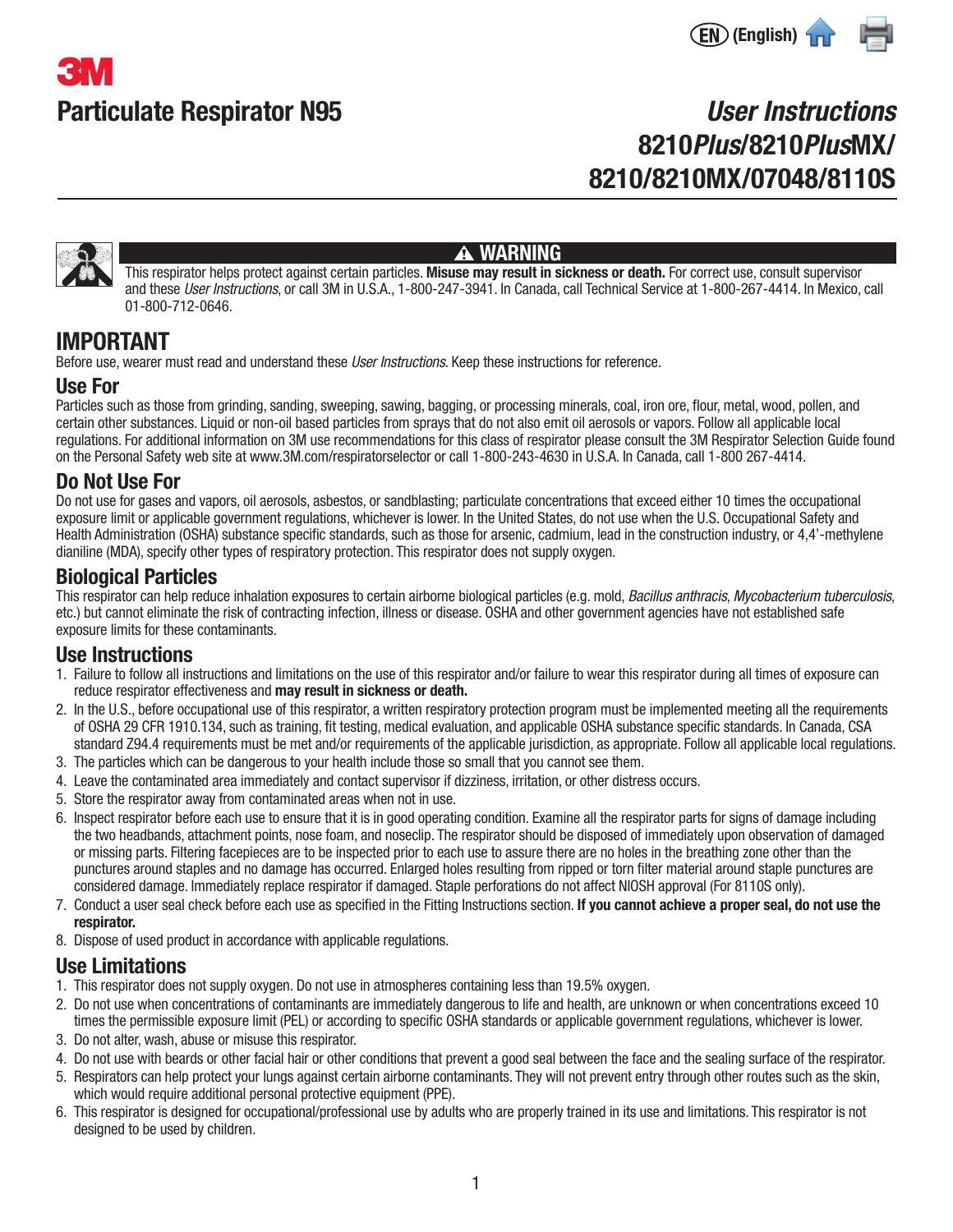3M

# Particulate Respirator N95

## *User Instructions* 8210*Plus*/8210*Plus*MX/ 8210/8210MX/07048/8110S

**⚠ WARNING**

This respirator helps protect against certain particles. **Misuse may result in sickness or death.** For correct use, consult supervisor and these *User Instructions*, or call 3M in U.S.A., 1-800-247-3941. In Canada, call Technical Service at 1-800-267-4414. In Mexico, call 01-800-712-0646.

## IMPORTANT

Before use, wearer must read and understand these *User Instructions*. Keep these instructions for reference.

### Use For

Particles such as those from grinding, sanding, sweeping, sawing, bagging, or processing minerals, coal, iron ore, flour, metal, wood, pollen, and certain other substances. Liquid or non-oil based particles from sprays that do not also emit oil aerosols or vapors. Follow all applicable local regulations. For additional information on 3M use recommendations for this class of respirator please consult the 3M Respirator Selection Guide found on the Personal Safety web site at www.3M.com/respiratorselector or call 1-800-243-4630 in U.S.A. In Canada, call 1-800 267-4414.

### Do Not Use For

Do not use for gases and vapors, oil aerosols, asbestos, or sandblasting; particulate concentrations that exceed either 10 times the occupational exposure limit or applicable government regulations, whichever is lower. In the United States, do not use when the U.S. Occupational Safety and Health Administration (OSHA) substance specific standards, such as those for arsenic, cadmium, lead in the construction industry, or 4,4'-methylene dianiline (MDA), specify other types of respiratory protection. This respirator does not supply oxygen.

### Biological Particles

This respirator can help reduce inhalation exposures to certain airborne biological particles (e.g. mold, *Bacillus anthracis*, *Mycobacterium tuberculosis*, etc.) but cannot eliminate the risk of contracting infection, illness or disease. OSHA and other government agencies have not established safe exposure limits for these contaminants.

### Use Instructions

1. Failure to follow all instructions and limitations on the use of this respirator and/or failure to wear this respirator during all times of exposure can reduce respirator effectiveness and **may result in sickness or death.**
2. In the U.S., before occupational use of this respirator, a written respiratory protection program must be implemented meeting all the requirements of OSHA 29 CFR 1910.134, such as training, fit testing, medical evaluation, and applicable OSHA substance specific standards. In Canada, CSA standard Z94.4 requirements must be met and/or requirements of the applicable jurisdiction, as appropriate. Follow all applicable local regulations.
3. The particles which can be dangerous to your health include those so small that you cannot see them.
4. Leave the contaminated area immediately and contact supervisor if dizziness, irritation, or other distress occurs.
5. Store the respirator away from contaminated areas when not in use.
6. Inspect respirator before each use to ensure that it is in good operating condition. Examine all the respirator parts for signs of damage including the two headbands, attachment points, nose foam, and noseclip. The respirator should be disposed of immediately upon observation of damaged or missing parts. Filtering facepieces are to be inspected prior to each use to assure there are no holes in the breathing zone other than the punctures around staples and no damage has occurred. Enlarged holes resulting from ripped or torn filter material around staple punctures are considered damage. Immediately replace respirator if damaged. Staple perforations do not affect NIOSH approval (For 8110S only).
7. Conduct a user seal check before each use as specified in the Fitting Instructions section. **If you cannot achieve a proper seal, do not use the respirator.**
8. Dispose of used product in accordance with applicable regulations.

### Use Limitations

1. This respirator does not supply oxygen. Do not use in atmospheres containing less than 19.5% oxygen.
2. Do not use when concentrations of contaminants are immediately dangerous to life and health, are unknown or when concentrations exceed 10 times the permissible exposure limit (PEL) or according to specific OSHA standards or applicable government regulations, whichever is lower.
3. Do not alter, wash, abuse or misuse this respirator.
4. Do not use with beards or other facial hair or other conditions that prevent a good seal between the face and the sealing surface of the respirator.
5. Respirators can help protect your lungs against certain airborne contaminants. They will not prevent entry through other routes such as the skin, which would require additional personal protective equipment (PPE).
6. This respirator is designed for occupational/professional use by adults who are properly trained in its use and limitations. This respirator is not designed to be used by children.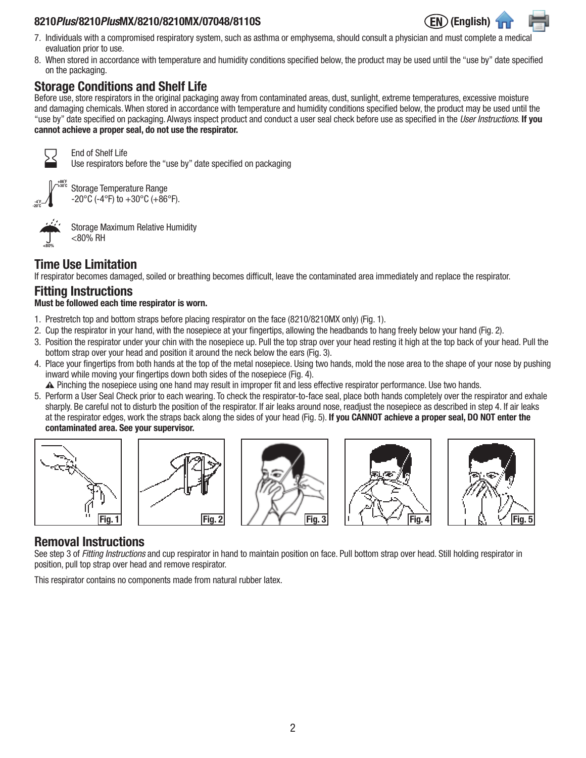7. Individuals with a compromised respiratory system, such as asthma or emphysema, should consult a physician and must complete a medical evaluation prior to use.
8. When stored in accordance with temperature and humidity conditions specified below, the product may be used until the "use by" date specified on the packaging.

## Storage Conditions and Shelf Life

Before use, store respirators in the original packaging away from contaminated areas, dust, sunlight, extreme temperatures, excessive moisture and damaging chemicals. When stored in accordance with temperature and humidity conditions specified below, the product may be used until the "use by" date specified on packaging. Always inspect product and conduct a user seal check before use as specified in the *User Instructions*. **If you cannot achieve a proper seal, do not use the respirator.**

End of Shelf Life
Use respirators before the "use by" date specified on packaging

Storage Temperature Range
-20°C (-4°F) to +30°C (+86°F).

Storage Maximum Relative Humidity
<80% RH

## Time Use Limitation

If respirator becomes damaged, soiled or breathing becomes difficult, leave the contaminated area immediately and replace the respirator.

## Fitting Instructions

**Must be followed each time respirator is worn.**

1. Prestretch top and bottom straps before placing respirator on the face (8210/8210MX only) (Fig. 1).
2. Cup the respirator in your hand, with the nosepiece at your fingertips, allowing the headbands to hang freely below your hand (Fig. 2).
3. Position the respirator under your chin with the nosepiece up. Pull the top strap over your head resting it high at the top back of your head. Pull the bottom strap over your head and position it around the neck below the ears (Fig. 3).
4. Place your fingertips from both hands at the top of the metal nosepiece. Using two hands, mold the nose area to the shape of your nose by pushing inward while moving your fingertips down both sides of the nosepiece (Fig. 4).
   ⚠ Pinching the nosepiece using one hand may result in improper fit and less effective respirator performance. Use two hands.
5. Perform a User Seal Check prior to each wearing. To check the respirator-to-face seal, place both hands completely over the respirator and exhale sharply. Be careful not to disturb the position of the respirator. If air leaks around nose, readjust the nosepiece as described in step 4. If air leaks at the respirator edges, work the straps back along the sides of your head (Fig. 5). **If you CANNOT achieve a proper seal, DO NOT enter the contaminated area. See your supervisor.**

Fig. 1 Fig. 2 Fig. 3 Fig. 4 Fig. 5

## Removal Instructions

See step 3 of *Fitting Instructions* and cup respirator in hand to maintain position on face. Pull bottom strap over head. Still holding respirator in position, pull top strap over head and remove respirator.

This respirator contains no components made from natural rubber latex.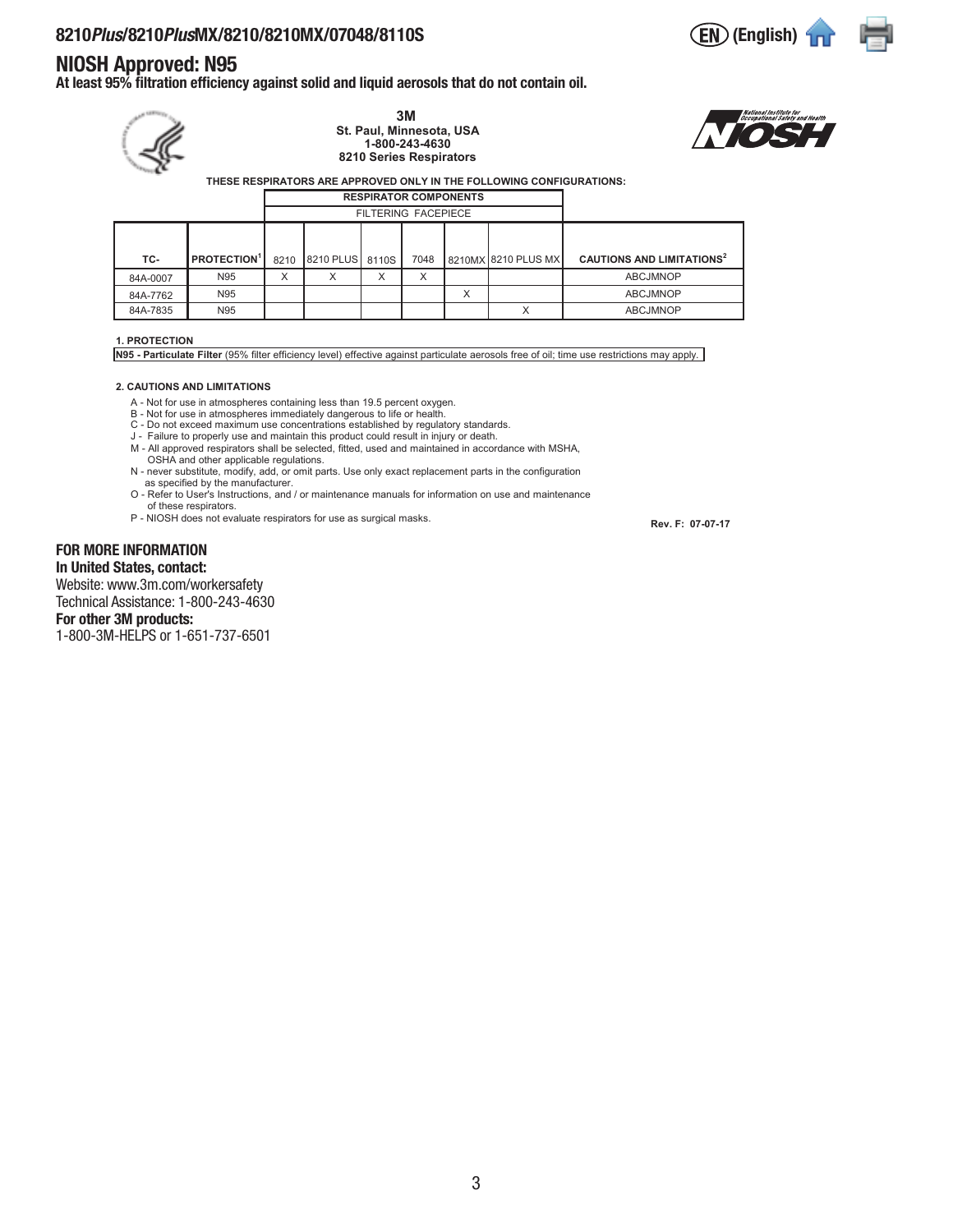## NIOSH Approved: N95

**At least 95% filtration efficiency against solid and liquid aerosols that do not contain oil.**

**3M**
**St. Paul, Minnesota, USA**
**1-800-243-4630**
**8210 Series Respirators**

**THESE RESPIRATORS ARE APPROVED ONLY IN THE FOLLOWING CONFIGURATIONS:**

| | | RESPIRATOR COMPONENTS | | | | | | |
|---|---|---|---|---|---|---|---|---|
| | | FILTERING FACEPIECE | | | | | | |
| **TC-** | **PROTECTION[1]** | 8210 | 8210 PLUS | 8110S | 7048 | 8210MX | 8210 PLUS MX | **CAUTIONS AND LIMITATIONS[2]** |
| 84A-0007 | N95 | X | X | X | X | | | ABCJMNOP |
| 84A-7762 | N95 | | | | | X | | ABCJMNOP |
| 84A-7835 | N95 | | | | | | X | ABCJMNOP |

**1. PROTECTION**

**N95 - Particulate Filter** (95% filter efficiency level) effective against particulate aerosols free of oil; time use restrictions may apply.

**2. CAUTIONS AND LIMITATIONS**

A - Not for use in atmospheres containing less than 19.5 percent oxygen.
B - Not for use in atmospheres immediately dangerous to life or health.
C - Do not exceed maximum use concentrations established by regulatory standards.
J - Failure to properly use and maintain this product could result in injury or death.
M - All approved respirators shall be selected, fitted, used and maintained in accordance with MSHA, OSHA and other applicable regulations.
N - never substitute, modify, add, or omit parts. Use only exact replacement parts in the configuration as specified by the manufacturer.
O - Refer to User's Instructions, and / or maintenance manuals for information on use and maintenance of these respirators.
P - NIOSH does not evaluate respirators for use as surgical masks.

**Rev. F: 07-07-17**

### FOR MORE INFORMATION

**In United States, contact:**
Website: www.3m.com/workersafety
Technical Assistance: 1-800-243-4630
**For other 3M products:**
1-800-3M-HELPS or 1-651-737-6501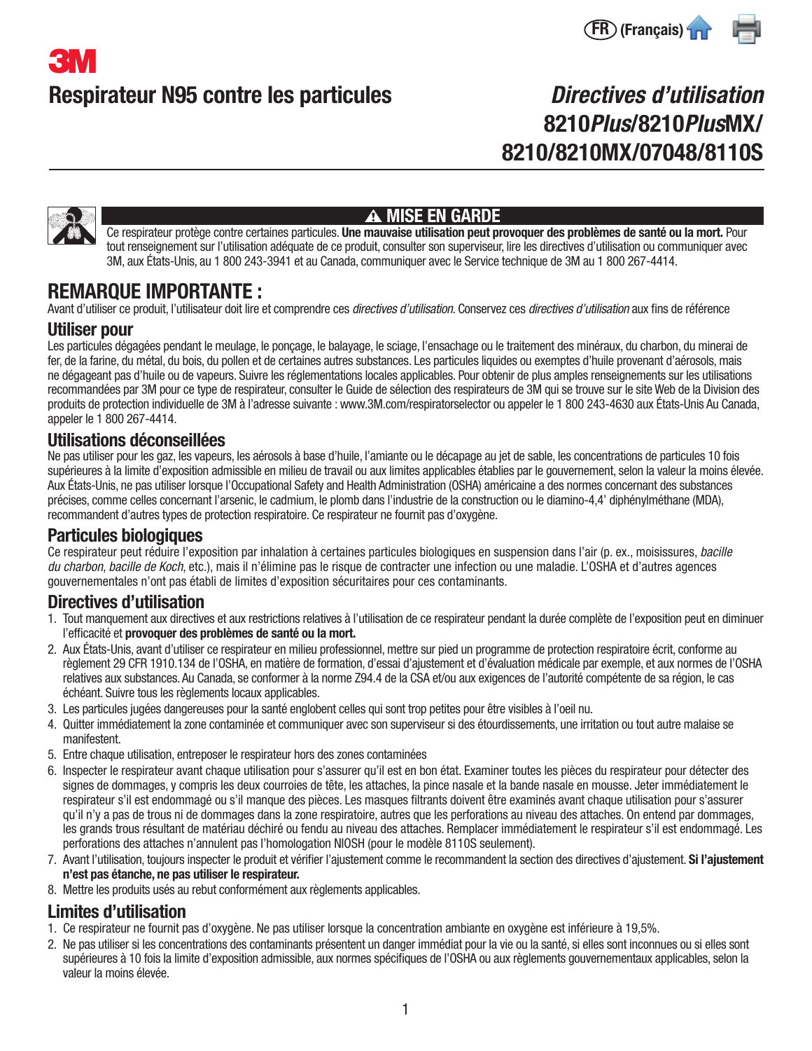# Respirateur N95 contre les particules

## *Directives d'utilisation* 8210*Plus*/8210*Plus*MX/ 8210/8210MX/07048/8110S

**⚠ MISE EN GARDE**

Ce respirateur protège contre certaines particules. **Une mauvaise utilisation peut provoquer des problèmes de santé ou la mort.** Pour tout renseignement sur l'utilisation adéquate de ce produit, consulter son superviseur, lire les directives d'utilisation ou communiquer avec 3M, aux États-Unis, au 1 800 243-3941 et au Canada, communiquer avec le Service technique de 3M au 1 800 267-4414.

## REMARQUE IMPORTANTE :

Avant d'utiliser ce produit, l'utilisateur doit lire et comprendre ces *directives d'utilisation*. Conservez ces *directives d'utilisation* aux fins de référence

### Utiliser pour

Les particules dégagées pendant le meulage, le ponçage, le balayage, le sciage, l'ensachage ou le traitement des minéraux, du charbon, du minerai de fer, de la farine, du métal, du bois, du pollen et de certaines autres substances. Les particules liquides ou exemptes d'huile provenant d'aérosols, mais ne dégageant pas d'huile ou de vapeurs. Suivre les réglementations locales applicables. Pour obtenir de plus amples renseignements sur les utilisations recommandées par 3M pour ce type de respirateur, consulter le Guide de sélection des respirateurs de 3M qui se trouve sur le site Web de la Division des produits de protection individuelle de 3M à l'adresse suivante : www.3M.com/respiratorselector ou appeler le 1 800 243-4630 aux États-Unis Au Canada, appeler le 1 800 267-4414.

### Utilisations déconseillées

Ne pas utiliser pour les gaz, les vapeurs, les aérosols à base d'huile, l'amiante ou le décapage au jet de sable, les concentrations de particules 10 fois supérieures à la limite d'exposition admissible en milieu de travail ou aux limites applicables établies par le gouvernement, selon la valeur la moins élevée. Aux États-Unis, ne pas utiliser lorsque l'Occupational Safety and Health Administration (OSHA) américaine a des normes concernant des substances précises, comme celles concernant l'arsenic, le cadmium, le plomb dans l'industrie de la construction ou le diamino-4,4' diphénylméthane (MDA), recommandent d'autres types de protection respiratoire. Ce respirateur ne fournit pas d'oxygène.

### Particules biologiques

Ce respirateur peut réduire l'exposition par inhalation à certaines particules biologiques en suspension dans l'air (p. ex., moisissures, *bacille du charbon*, *bacille de Koch*, etc.), mais il n'élimine pas le risque de contracter une infection ou une maladie. L'OSHA et d'autres agences gouvernementales n'ont pas établi de limites d'exposition sécuritaires pour ces contaminants.

### Directives d'utilisation

1. Tout manquement aux directives et aux restrictions relatives à l'utilisation de ce respirateur pendant la durée complète de l'exposition peut en diminuer l'efficacité et **provoquer des problèmes de santé ou la mort.**
2. Aux États-Unis, avant d'utiliser ce respirateur en milieu professionnel, mettre sur pied un programme de protection respiratoire écrit, conforme au règlement 29 CFR 1910.134 de l'OSHA, en matière de formation, d'essai d'ajustement et d'évaluation médicale par exemple, et aux normes de l'OSHA relatives aux substances. Au Canada, se conformer à la norme Z94.4 de la CSA et/ou aux exigences de l'autorité compétente de sa région, le cas échéant. Suivre tous les règlements locaux applicables.
3. Les particules jugées dangereuses pour la santé englobent celles qui sont trop petites pour être visibles à l'oeil nu.
4. Quitter immédiatement la zone contaminée et communiquer avec son superviseur si des étourdissements, une irritation ou tout autre malaise se manifestent.
5. Entre chaque utilisation, entreposer le respirateur hors des zones contaminées
6. Inspecter le respirateur avant chaque utilisation pour s'assurer qu'il est en bon état. Examiner toutes les pièces du respirateur pour détecter des signes de dommages, y compris les deux courroies de tête, les attaches, la pince nasale et la bande nasale en mousse. Jeter immédiatement le respirateur s'il est endommagé ou s'il manque des pièces. Les masques filtrants doivent être examinés avant chaque utilisation pour s'assurer qu'il n'y a pas de trous ni de dommages dans la zone respiratoire, autres que les perforations au niveau des attaches. On entend par dommages, les grands trous résultant de matériau déchiré ou fendu au niveau des attaches. Remplacer immédiatement le respirateur s'il est endommagé. Les perforations des attaches n'annulent pas l'homologation NIOSH (pour le modèle 8110S seulement).
7. Avant l'utilisation, toujours inspecter le produit et vérifier l'ajustement comme le recommandent la section des directives d'ajustement. **Si l'ajustement n'est pas étanche, ne pas utiliser le respirateur.**
8. Mettre les produits usés au rebut conformément aux règlements applicables.

### Limites d'utilisation

1. Ce respirateur ne fournit pas d'oxygène. Ne pas utiliser lorsque la concentration ambiante en oxygène est inférieure à 19,5%.
2. Ne pas utiliser si les concentrations des contaminants présentent un danger immédiat pour la vie ou la santé, si elles sont inconnues ou si elles sont supérieures à 10 fois la limite d'exposition admissible, aux normes spécifiques de l'OSHA ou aux règlements gouvernementaux applicables, selon la valeur la moins élevée.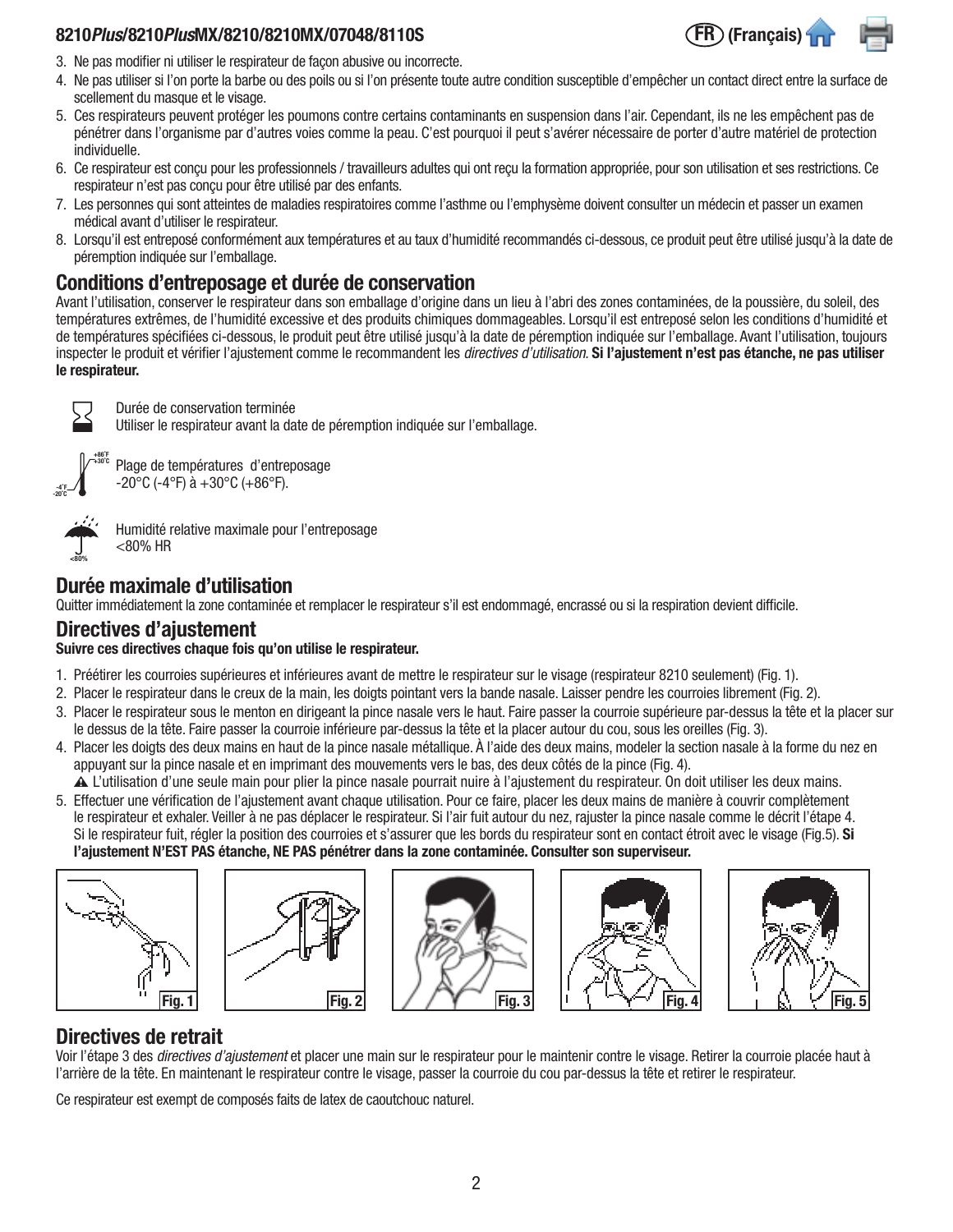3. Ne pas modifier ni utiliser le respirateur de façon abusive ou incorrecte.
4. Ne pas utiliser si l'on porte la barbe ou des poils ou si l'on présente toute autre condition susceptible d'empêcher un contact direct entre la surface de scellement du masque et le visage.
5. Ces respirateurs peuvent protéger les poumons contre certains contaminants en suspension dans l'air. Cependant, ils ne les empêchent pas de pénétrer dans l'organisme par d'autres voies comme la peau. C'est pourquoi il peut s'avérer nécessaire de porter d'autre matériel de protection individuelle.
6. Ce respirateur est conçu pour les professionnels / travailleurs adultes qui ont reçu la formation appropriée, pour son utilisation et ses restrictions. Ce respirateur n'est pas conçu pour être utilisé par des enfants.
7. Les personnes qui sont atteintes de maladies respiratoires comme l'asthme ou l'emphysème doivent consulter un médecin et passer un examen médical avant d'utiliser le respirateur.
8. Lorsqu'il est entreposé conformément aux températures et au taux d'humidité recommandés ci-dessous, ce produit peut être utilisé jusqu'à la date de péremption indiquée sur l'emballage.

## Conditions d'entreposage et durée de conservation

Avant l'utilisation, conserver le respirateur dans son emballage d'origine dans un lieu à l'abri des zones contaminées, de la poussière, du soleil, des températures extrêmes, de l'humidité excessive et des produits chimiques dommageables. Lorsqu'il est entreposé selon les conditions d'humidité et de températures spécifiées ci-dessous, le produit peut être utilisé jusqu'à la date de péremption indiquée sur l'emballage. Avant l'utilisation, toujours inspecter le produit et vérifier l'ajustement comme le recommandent les *directives d'utilisation*. **Si l'ajustement n'est pas étanche, ne pas utiliser le respirateur.**

Durée de conservation terminée
Utiliser le respirateur avant la date de péremption indiquée sur l'emballage.

Plage de températures d'entreposage
-20°C (-4°F) à +30°C (+86°F).

Humidité relative maximale pour l'entreposage
<80% HR

## Durée maximale d'utilisation

Quitter immédiatement la zone contaminée et remplacer le respirateur s'il est endommagé, encrassé ou si la respiration devient difficile.

## Directives d'ajustement

**Suivre ces directives chaque fois qu'on utilise le respirateur.**

1. Préétirer les courroies supérieures et inférieures avant de mettre le respirateur sur le visage (respirateur 8210 seulement) (Fig. 1).
2. Placer le respirateur dans le creux de la main, les doigts pointant vers la bande nasale. Laisser pendre les courroies librement (Fig. 2).
3. Placer le respirateur sous le menton en dirigeant la pince nasale vers le haut. Faire passer la courroie supérieure par-dessus la tête et la placer sur le dessus de la tête. Faire passer la courroie inférieure par-dessus la tête et la placer autour du cou, sous les oreilles (Fig. 3).
4. Placer les doigts des deux mains en haut de la pince nasale métallique. À l'aide des deux mains, modeler la section nasale à la forme du nez en appuyant sur la pince nasale et en imprimant des mouvements vers le bas, des deux côtés de la pince (Fig. 4).
   ⚠ L'utilisation d'une seule main pour plier la pince nasale pourrait nuire à l'ajustement du respirateur. On doit utiliser les deux mains.
5. Effectuer une vérification de l'ajustement avant chaque utilisation. Pour ce faire, placer les deux mains de manière à couvrir complètement le respirateur et exhaler. Veiller à ne pas déplacer le respirateur. Si l'air fuit autour du nez, rajuster la pince nasale comme le décrit l'étape 4. Si le respirateur fuit, régler la position des courroies et s'assurer que les bords du respirateur sont en contact étroit avec le visage (Fig.5). **Si l'ajustement N'EST PAS étanche, NE PAS pénétrer dans la zone contaminée. Consulter son superviseur.**

Fig. 1 Fig. 2 Fig. 3 Fig. 4 Fig. 5

## Directives de retrait

Voir l'étape 3 des *directives d'ajustement* et placer une main sur le respirateur pour le maintenir contre le visage. Retirer la courroie placée haut à l'arrière de la tête. En maintenant le respirateur contre le visage, passer la courroie du cou par-dessus la tête et retirer le respirateur.

Ce respirateur est exempt de composés faits de latex de caoutchouc naturel.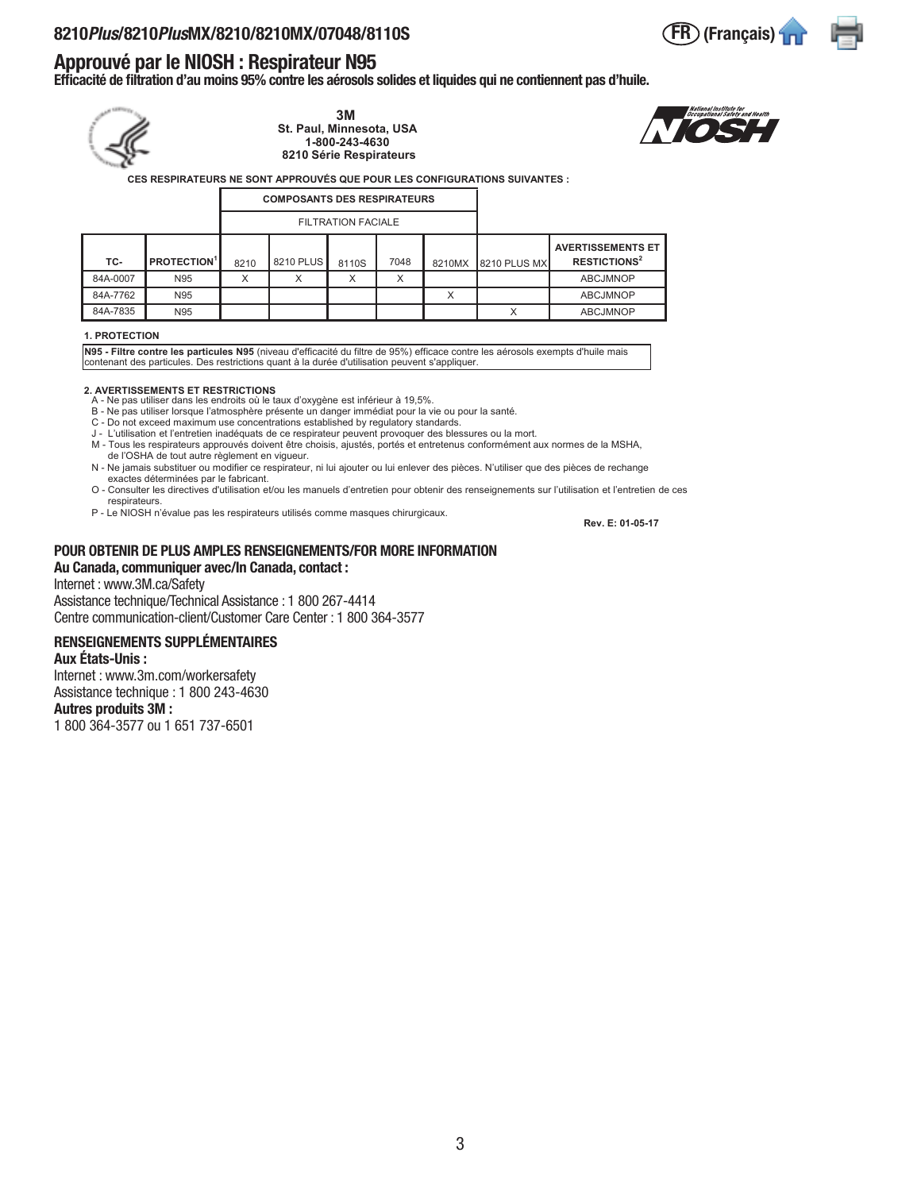# 8210*Plus*/8210*Plus*MX/8210/8210MX/07048/8110S

**FR (Français)**

## Approuvé par le NIOSH : Respirateur N95

**Efficacité de filtration d'au moins 95% contre les aérosols solides et liquides qui ne contiennent pas d'huile.**

**3M**
**St. Paul, Minnesota, USA**
**1-800-243-4630**
**8210 Série Respirateurs**

**CES RESPIRATEURS NE SONT APPROUVÉS QUE POUR LES CONFIGURATIONS SUIVANTES :**

| | | COMPOSANTS DES RESPIRATEURS | | | | | | |
|---|---|---|---|---|---|---|---|---|
| | | FILTRATION FACIALE | | | | | | |
| TC- | PROTECTION[1] | 8210 | 8210 PLUS | 8110S | 7048 | 8210MX | 8210 PLUS MX | AVERTISSEMENTS ET RESTICTIONS[2] |
| 84A-0007 | N95 | X | X | X | X | | | ABCJMNOP |
| 84A-7762 | N95 | | | | | X | | ABCJMNOP |
| 84A-7835 | N95 | | | | | | X | ABCJMNOP |

**1. PROTECTION**

**N95 - Filtre contre les particules N95** (niveau d'efficacité du filtre de 95%) efficace contre les aérosols exempts d'huile mais contenant des particules. Des restrictions quant à la durée d'utilisation peuvent s'appliquer.

**2. AVERTISSEMENTS ET RESTRICTIONS**

A - Ne pas utiliser dans les endroits où le taux d'oxygène est inférieur à 19,5%.
B - Ne pas utiliser lorsque l'atmosphère présente un danger immédiat pour la vie ou pour la santé.
C - Do not exceed maximum use concentrations established by regulatory standards.
J - L'utilisation et l'entretien inadéquats de ce respirateur peuvent provoquer des blessures ou la mort.
M - Tous les respirateurs approuvés doivent être choisis, ajustés, portés et entretenus conformément aux normes de la MSHA, de l'OSHA de tout autre règlement en vigueur.
N - Ne jamais substituer ou modifier ce respirateur, ni lui ajouter ou lui enlever des pièces. N'utiliser que des pièces de rechange exactes déterminées par le fabricant.
O - Consulter les directives d'utilisation et/ou les manuels d'entretien pour obtenir des renseignements sur l'utilisation et l'entretien de ces respirateurs.
P - Le NIOSH n'évalue pas les respirateurs utilisés comme masques chirurgicaux.

**Rev. E: 01-05-17**

### POUR OBTENIR DE PLUS AMPLES RENSEIGNEMENTS/FOR MORE INFORMATION

**Au Canada, communiquer avec/In Canada, contact :**
Internet : www.3M.ca/Safety
Assistance technique/Technical Assistance : 1 800 267-4414
Centre communication-client/Customer Care Center : 1 800 364-3577

### RENSEIGNEMENTS SUPPLÉMENTAIRES

**Aux États-Unis :**
Internet : www.3m.com/workersafety
Assistance technique : 1 800 243-4630
**Autres produits 3M :**
1 800 364-3577 ou 1 651 737-6501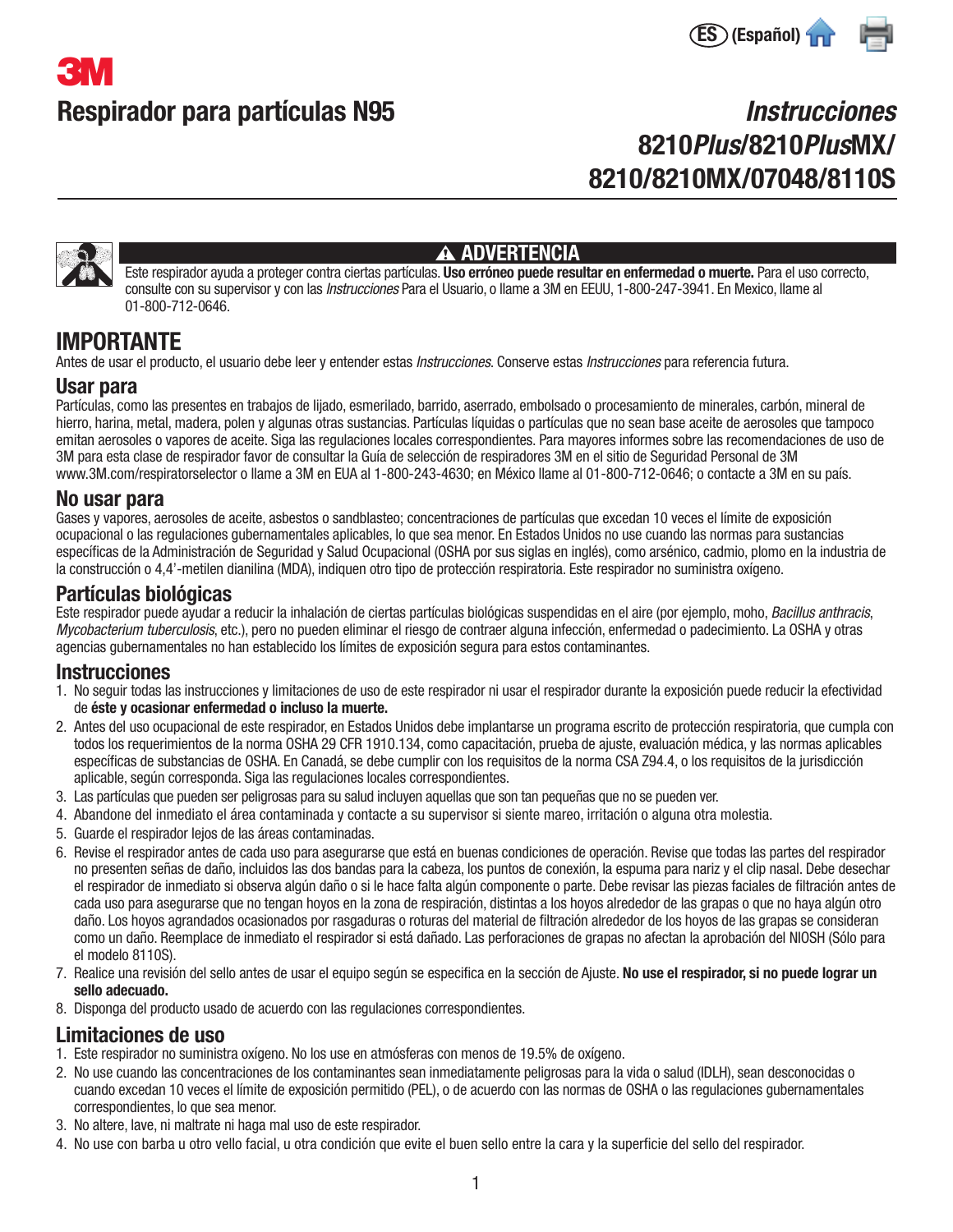**ES (Español)**

3M

# Respirador para partículas N95

## *Instrucciones* 8210*Plus*/8210*Plus*MX/ 8210/8210MX/07048/8110S

**⚠ ADVERTENCIA**

Este respirador ayuda a proteger contra ciertas partículas. **Uso erróneo puede resultar en enfermedad o muerte.** Para el uso correcto, consulte con su supervisor y con las *Instrucciones* Para el Usuario, o llame a 3M en EEUU, 1-800-247-3941. En Mexico, llame al 01-800-712-0646.

## IMPORTANTE

Antes de usar el producto, el usuario debe leer y entender estas *Instrucciones*. Conserve estas *Instrucciones* para referencia futura.

### Usar para

Partículas, como las presentes en trabajos de lijado, esmerilado, barrido, aserrado, embolsado o procesamiento de minerales, carbón, mineral de hierro, harina, metal, madera, polen y algunas otras sustancias. Partículas líquidas o partículas que no sean base aceite de aerosoles que tampoco emitan aerosoles o vapores de aceite. Siga las regulaciones locales correspondientes. Para mayores informes sobre las recomendaciones de uso de 3M para esta clase de respirador favor de consultar la Guía de selección de respiradores 3M en el sitio de Seguridad Personal de 3M www.3M.com/respiratorselector o llame a 3M en EUA al 1-800-243-4630; en México llame al 01-800-712-0646; o contacte a 3M en su país.

### No usar para

Gases y vapores, aerosoles de aceite, asbestos o sandblasteo; concentraciones de partículas que excedan 10 veces el límite de exposición ocupacional o las regulaciones gubernamentales aplicables, lo que sea menor. En Estados Unidos no use cuando las normas para sustancias específicas de la Administración de Seguridad y Salud Ocupacional (OSHA por sus siglas en inglés), como arsénico, cadmio, plomo en la industria de la construcción o 4,4'-metilen dianilina (MDA), indiquen otro tipo de protección respiratoria. Este respirador no suministra oxígeno.

### Partículas biológicas

Este respirador puede ayudar a reducir la inhalación de ciertas partículas biológicas suspendidas en el aire (por ejemplo, moho, *Bacillus anthracis*, *Mycobacterium tuberculosis*, etc.), pero no pueden eliminar el riesgo de contraer alguna infección, enfermedad o padecimiento. La OSHA y otras agencias gubernamentales no han establecido los límites de exposición segura para estos contaminantes.

### Instrucciones

1. No seguir todas las instrucciones y limitaciones de uso de este respirador ni usar el respirador durante la exposición puede reducir la efectividad de **éste y ocasionar enfermedad o incluso la muerte.**
2. Antes del uso ocupacional de este respirador, en Estados Unidos debe implantarse un programa escrito de protección respiratoria, que cumpla con todos los requerimientos de la norma OSHA 29 CFR 1910.134, como capacitación, prueba de ajuste, evaluación médica, y las normas aplicables específicas de substancias de OSHA. En Canadá, se debe cumplir con los requisitos de la norma CSA Z94.4, o los requisitos de la jurisdicción aplicable, según corresponda. Siga las regulaciones locales correspondientes.
3. Las partículas que pueden ser peligrosas para su salud incluyen aquellas que son tan pequeñas que no se pueden ver.
4. Abandone del inmediato el área contaminada y contacte a su supervisor si siente mareo, irritación o alguna otra molestia.
5. Guarde el respirador lejos de las áreas contaminadas.
6. Revise el respirador antes de cada uso para asegurarse que está en buenas condiciones de operación. Revise que todas las partes del respirador no presenten señas de daño, incluidos las dos bandas para la cabeza, los puntos de conexión, la espuma para nariz y el clip nasal. Debe desechar el respirador de inmediato si observa algún daño o si le hace falta algún componente o parte. Debe revisar las piezas faciales de filtración antes de cada uso para asegurarse que no tengan hoyos en la zona de respiración, distintas a los hoyos alrededor de las grapas o que no haya algún otro daño. Los hoyos agrandados ocasionados por rasgaduras o roturas del material de filtración alrededor de los hoyos de las grapas se consideran como un daño. Reemplace de inmediato el respirador si está dañado. Las perforaciones de grapas no afectan la aprobación del NIOSH (Sólo para el modelo 8110S).
7. Realice una revisión del sello antes de usar el equipo según se especifica en la sección de Ajuste. **No use el respirador, si no puede lograr un sello adecuado.**
8. Disponga del producto usado de acuerdo con las regulaciones correspondientes.

### Limitaciones de uso

1. Este respirador no suministra oxígeno. No los use en atmósferas con menos de 19.5% de oxígeno.
2. No use cuando las concentraciones de los contaminantes sean inmediatamente peligrosas para la vida o salud (IDLH), sean desconocidas o cuando excedan 10 veces el límite de exposición permitido (PEL), o de acuerdo con las normas de OSHA o las regulaciones gubernamentales correspondientes, lo que sea menor.
3. No altere, lave, ni maltrate ni haga mal uso de este respirador.
4. No use con barba u otro vello facial, u otra condición que evite el buen sello entre la cara y la superficie del sello del respirador.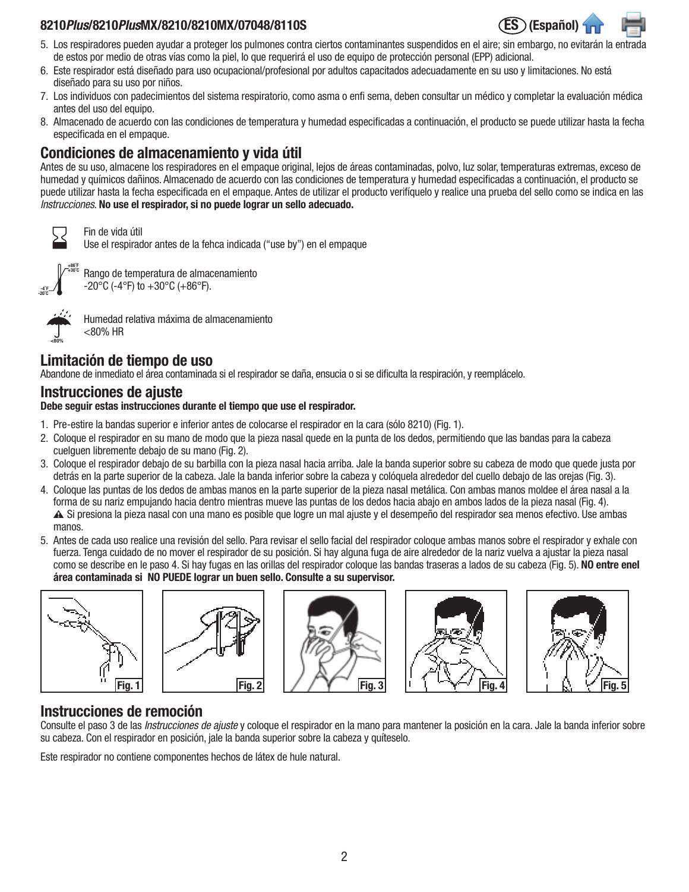5. Los respiradores pueden ayudar a proteger los pulmones contra ciertos contaminantes suspendidos en el aire; sin embargo, no evitarán la entrada de estos por medio de otras vías como la piel, lo que requerirá el uso de equipo de protección personal (EPP) adicional.
6. Este respirador está diseñado para uso ocupacional/profesional por adultos capacitados adecuadamente en su uso y limitaciones. No está diseñado para su uso por niños.
7. Los individuos con padecimientos del sistema respiratorio, como asma o enfi sema, deben consultar un médico y completar la evaluación médica antes del uso del equipo.
8. Almacenado de acuerdo con las condiciones de temperatura y humedad especificadas a continuación, el producto se puede utilizar hasta la fecha especificada en el empaque.

## Condiciones de almacenamiento y vida útil

Antes de su uso, almacene los respiradores en el empaque original, lejos de áreas contaminadas, polvo, luz solar, temperaturas extremas, exceso de humedad y químicos dañinos. Almacenado de acuerdo con las condiciones de temperatura y humedad especificadas a continuación, el producto se puede utilizar hasta la fecha especificada en el empaque. Antes de utilizar el producto verifíquelo y realice una prueba del sello como se indica en las *Instrucciones*. **No use el respirador, si no puede lograr un sello adecuado.**

Fin de vida útil
Use el respirador antes de la fehca indicada ("use by") en el empaque

+86°F +30°C -4°F -20°C
Rango de temperatura de almacenamiento
-20°C (-4°F) to +30°C (+86°F).

<80%
Humedad relativa máxima de almacenamiento
<80% HR

## Limitación de tiempo de uso

Abandone de inmediato el área contaminada si el respirador se daña, ensucia o si se dificulta la respiración, y reemplácelo.

## Instrucciones de ajuste

**Debe seguir estas instrucciones durante el tiempo que use el respirador.**

1. Pre-estire la bandas superior e inferior antes de colocarse el respirador en la cara (sólo 8210) (Fig. 1).
2. Coloque el respirador en su mano de modo que la pieza nasal quede en la punta de los dedos, permitiendo que las bandas para la cabeza cuelguen libremente debajo de su mano (Fig. 2).
3. Coloque el respirador debajo de su barbilla con la pieza nasal hacia arriba. Jale la banda superior sobre su cabeza de modo que quede justa por detrás en la parte superior de la cabeza. Jale la banda inferior sobre la cabeza y colóquela alrededor del cuello debajo de las orejas (Fig. 3).
4. Coloque las puntas de los dedos de ambas manos en la parte superior de la pieza nasal metálica. Con ambas manos moldee el área nasal a la forma de su nariz empujando hacia dentro mientras mueve las puntas de los dedos hacia abajo en ambos lados de la pieza nasal (Fig. 4).
   ⚠ Si presiona la pieza nasal con una mano es posible que logre un mal ajuste y el desempeño del respirador sea menos efectivo. Use ambas manos.
5. Antes de cada uso realice una revisión del sello. Para revisar el sello facial del respirador coloque ambas manos sobre el respirador y exhale con fuerza. Tenga cuidado de no mover el respirador de su posición. Si hay alguna fuga de aire alrededor de la nariz vuelva a ajustar la pieza nasal como se describe en le paso 4. Si hay fugas en las orillas del respirador coloque las bandas traseras a lados de su cabeza (Fig. 5). **NO entre enel área contaminada si NO PUEDE lograr un buen sello. Consulte a su supervisor.**

Fig. 1 Fig. 2 Fig. 3 Fig. 4 Fig. 5

## Instrucciones de remoción

Consulte el paso 3 de las *Instrucciones de ajuste* y coloque el respirador en la mano para mantener la posición en la cara. Jale la banda inferior sobre su cabeza. Con el respirador en posición, jale la banda superior sobre la cabeza y quíteselo.

Este respirador no contiene componentes hechos de látex de hule natural.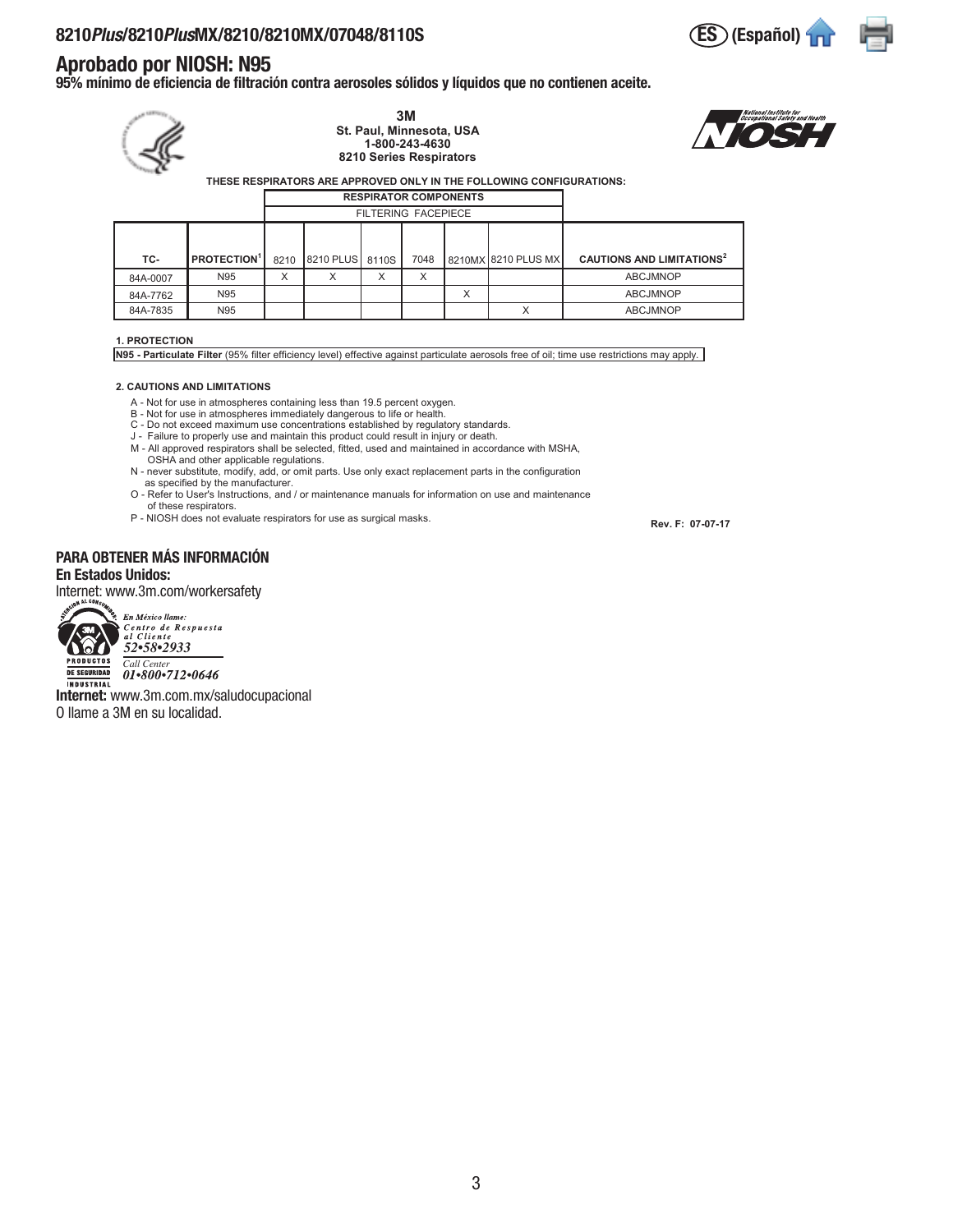## 8210*Plus*/8210*Plus*MX/8210/8210MX/07048/8110S

**ES (Español)**

# Aprobado por NIOSH: N95

**95% mínimo de eficiencia de filtración contra aerosoles sólidos y líquidos que no contienen aceite.**

**3M**
**St. Paul, Minnesota, USA**
**1-800-243-4630**
**8210 Series Respirators**

**THESE RESPIRATORS ARE APPROVED ONLY IN THE FOLLOWING CONFIGURATIONS:**

| | | RESPIRATOR COMPONENTS | | | | | | |
|---|---|---|---|---|---|---|---|---|
| | | FILTERING FACEPIECE | | | | | | |
| **TC-** | **PROTECTION[1]** | 8210 | 8210 PLUS | 8110S | 7048 | 8210MX | 8210 PLUS MX | **CAUTIONS AND LIMITATIONS[2]** |
| 84A-0007 | N95 | X | X | X | X | | | ABCJMNOP |
| 84A-7762 | N95 | | | | | X | | ABCJMNOP |
| 84A-7835 | N95 | | | | | | X | ABCJMNOP |

**1. PROTECTION**

**N95 - Particulate Filter** (95% filter efficiency level) effective against particulate aerosols free of oil; time use restrictions may apply.

**2. CAUTIONS AND LIMITATIONS**

A - Not for use in atmospheres containing less than 19.5 percent oxygen.
B - Not for use in atmospheres immediately dangerous to life or health.
C - Do not exceed maximum use concentrations established by regulatory standards.
J - Failure to properly use and maintain this product could result in injury or death.
M - All approved respirators shall be selected, fitted, used and maintained in accordance with MSHA, OSHA and other applicable regulations.
N - never substitute, modify, add, or omit parts. Use only exact replacement parts in the configuration as specified by the manufacturer.
O - Refer to User's Instructions, and / or maintenance manuals for information on use and maintenance of these respirators.
P - NIOSH does not evaluate respirators for use as surgical masks.

**Rev. F: 07-07-17**

### PARA OBTENER MÁS INFORMACIÓN

**En Estados Unidos:**

Internet: www.3m.com/workersafety

*En México llame:*
*Centro de Respuesta al Cliente*
*52•58•2933*
*Call Center*
*01•800•712•0646*

**Internet:** www.3m.com.mx/saludocupacional

O llame a 3M en su localidad.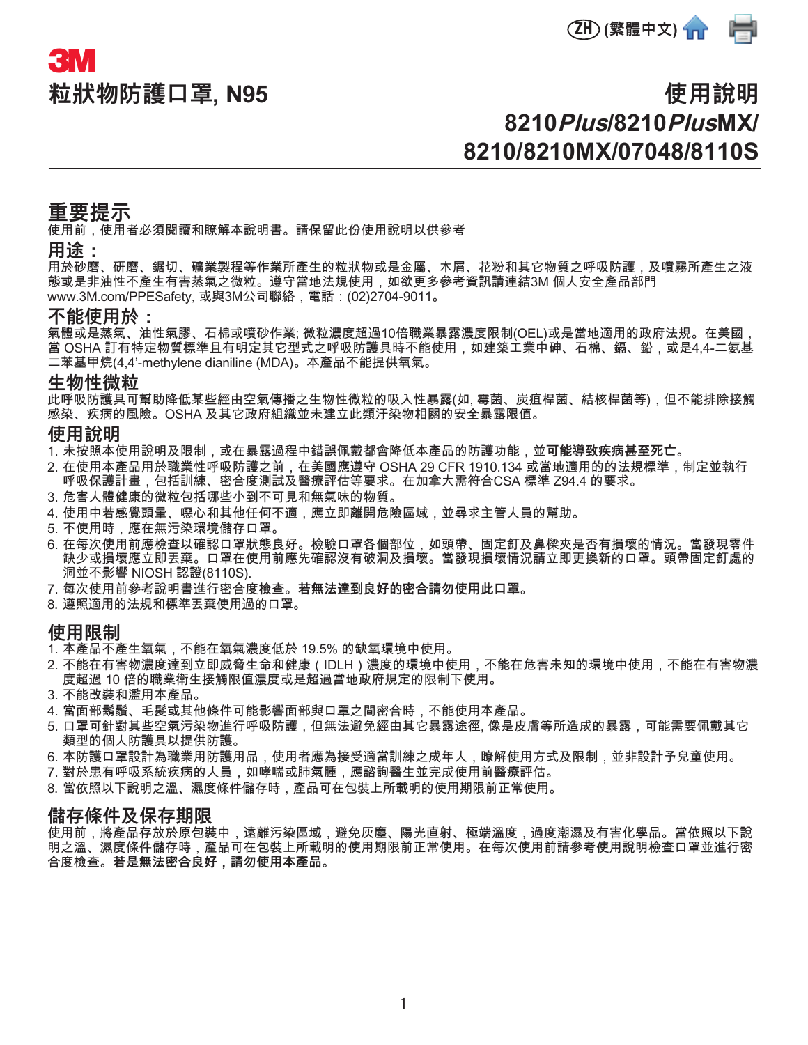ZH (繁體中文)

# 3M

## 粒狀物防護口罩, N95

## 使用說明
## 8210*Plus*/8210*Plus*MX/ 8210/8210MX/07048/8110S

### 重要提示

使用前，使用者必須閱讀和瞭解本說明書。請保留此份使用說明以供參考

### 用途：

用於砂磨、研磨、鋸切、礦業製程等作業所產生的粒狀物或是金屬、木屑、花粉和其它物質之呼吸防護，及噴霧所產生之液態或是非油性不產生有害蒸氣之微粒。遵守當地法規使用，如欲更多參考資訊請連結3M 個人安全產品部門 www.3M.com/PPESafety, 或與3M公司聯絡，電話：(02)2704-9011。

### 不能使用於：

氣體或是蒸氣、油性氣膠、石棉或噴砂作業; 微粒濃度超過10倍職業暴露濃度限制(OEL)或是當地適用的政府法規。在美國，當 OSHA 訂有特定物質標準且有明定其它型式之呼吸防護具時不能使用，如建築工業中砷、石棉、鎘、鉛，或是4,4-二氨基二苯基甲烷(4,4'-methylene dianiline (MDA)。本產品不能提供氧氣。

### 生物性微粒

此呼吸防護具可幫助降低某些經由空氣傳播之生物性微粒的吸入性暴露(如, 霉菌、炭疽桿菌、結核桿菌等)，但不能排除接觸感染、疾病的風險。OSHA 及其它政府組織並未建立此類汙染物相關的安全暴露限值。

### 使用說明

1. 未按照本使用說明及限制，或在暴露過程中錯誤佩戴都會降低本產品的防護功能，並**可能導致疾病甚至死亡**。
2. 在使用本產品用於職業性呼吸防護之前，在美國應遵守 OSHA 29 CFR 1910.134 或當地適用的的法規標準，制定並執行呼吸保護計畫，包括訓練、密合度測試及醫療評估等要求。在加拿大需符合CSA 標準 Z94.4 的要求。
3. 危害人體健康的微粒包括哪些小到不可見和無氣味的物質。
4. 使用中若感覺頭暈、噁心和其他任何不適，應立即離開危險區域，並尋求主管人員的幫助。
5. 不使用時，應在無污染環境儲存口罩。
6. 在每次使用前應檢查以確認口罩狀態良好。檢驗口罩各個部位，如頭帶、固定釘及鼻樑夾是否有損壞的情況。當發現零件缺少或損壞應立即丟棄。口罩在使用前應先確認沒有破洞及損壞。當發現損壞情況請立即更換新的口罩。頭帶固定釘處的洞並不影響 NIOSH 認證(8110S)。
7. 每次使用前參考說明書進行密合度檢查。**若無法達到良好的密合請勿使用此口罩。**
8. 遵照適用的法規和標準丟棄使用過的口罩。

### 使用限制

1. 本產品不產生氧氣，不能在氧氣濃度低於 19.5% 的缺氧環境中使用。
2. 不能在有害物濃度達到立即威脅生命和健康（IDLH）濃度的環境中使用，不能在危害未知的環境中使用，不能在有害物濃度超過 10 倍的職業衛生接觸限值濃度或是超過當地政府規定的限制下使用。
3. 不能改裝和濫用本產品。
4. 當面部鬍鬚、毛髮或其他條件可能影響面部與口罩之間密合時，不能使用本產品。
5. 口罩可針對其些空氣污染物進行呼吸防護，但無法避免經由其它暴露途徑, 像是皮膚等所造成的暴露，可能需要佩戴其它類型的個人防護具以提供防護。
6. 本防護口罩設計為職業用防護用品，使用者應為接受適當訓練之成年人，瞭解使用方式及限制，並非設計予兒童使用。
7. 對於患有呼吸系統疾病的人員，如哮喘或肺氣腫，應諮詢醫生並完成使用前醫療評估。
8. 當依照以下說明之溫、濕度條件儲存時，產品可在包裝上所載明的使用期限前正常使用。

### 儲存條件及保存期限

使用前，將產品存放於原包裝中，遠離污染區域，避免灰塵、陽光直射、極端溫度，過度潮濕及有害化學品。當依照以下說明之溫、濕度條件儲存時，產品可在包裝上所載明的使用期限前正常使用。在每次使用前請參考使用說明檢查口罩並進行密合度檢查。**若是無法密合良好，請勿使用本產品。**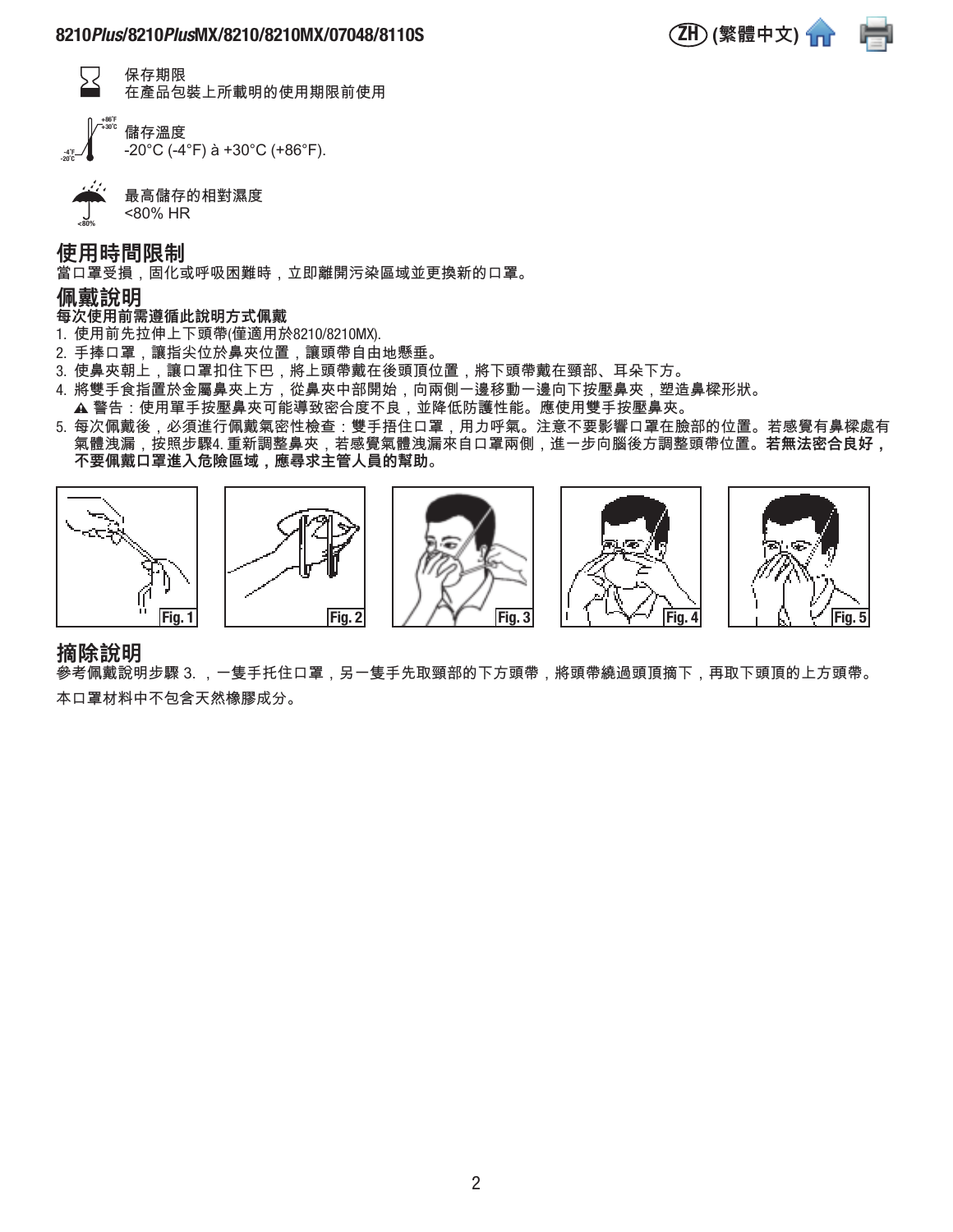保存期限
在產品包裝上所載明的使用期限前使用

儲存溫度
-20°C (-4°F) à +30°C (+86°F).

最高儲存的相對濕度
<80% HR

## 使用時間限制

當口罩受損，固化或呼吸困難時，立即離開污染區域並更換新的口罩。

## 佩戴說明

**每次使用前需遵循此說明方式佩戴**

1. 使用前先拉伸上下頭帶(僅適用於8210/8210MX).
2. 手捧口罩，讓指尖位於鼻夾位置，讓頭帶自由地懸垂。
3. 使鼻夾朝上，讓口罩扣住下巴，將上頭帶戴在後頭頂位置，將下頭帶戴在頸部、耳朵下方。
4. 將雙手食指置於金屬鼻夾上方，從鼻夾中部開始，向兩側一邊移動一邊向下按壓鼻夾，塑造鼻樑形狀。
   ▲ 警告：使用單手按壓鼻夾可能導致密合度不良，並降低防護性能。應使用雙手按壓鼻夾。
5. 每次佩戴後，必須進行佩戴氣密性檢查：雙手捂住口罩，用力呼氣。注意不要影響口罩在臉部的位置。若感覺有鼻樑處有氣體洩漏，按照步驟4. 重新調整鼻夾，若感覺氣體洩漏來自口罩兩側，進一步向腦後方調整頭帶位置。**若無法密合良好，不要佩戴口罩進入危險區域，應尋求主管人員的幫助。**

Fig. 1　Fig. 2　Fig. 3　Fig. 4　Fig. 5

## 摘除說明

參考佩戴說明步驟 3. ，一隻手托住口罩，另一隻手先取頸部的下方頭帶，將頭帶繞過頭頂摘下，再取下頭頂的上方頭帶。

本口罩材料中不包含天然橡膠成分。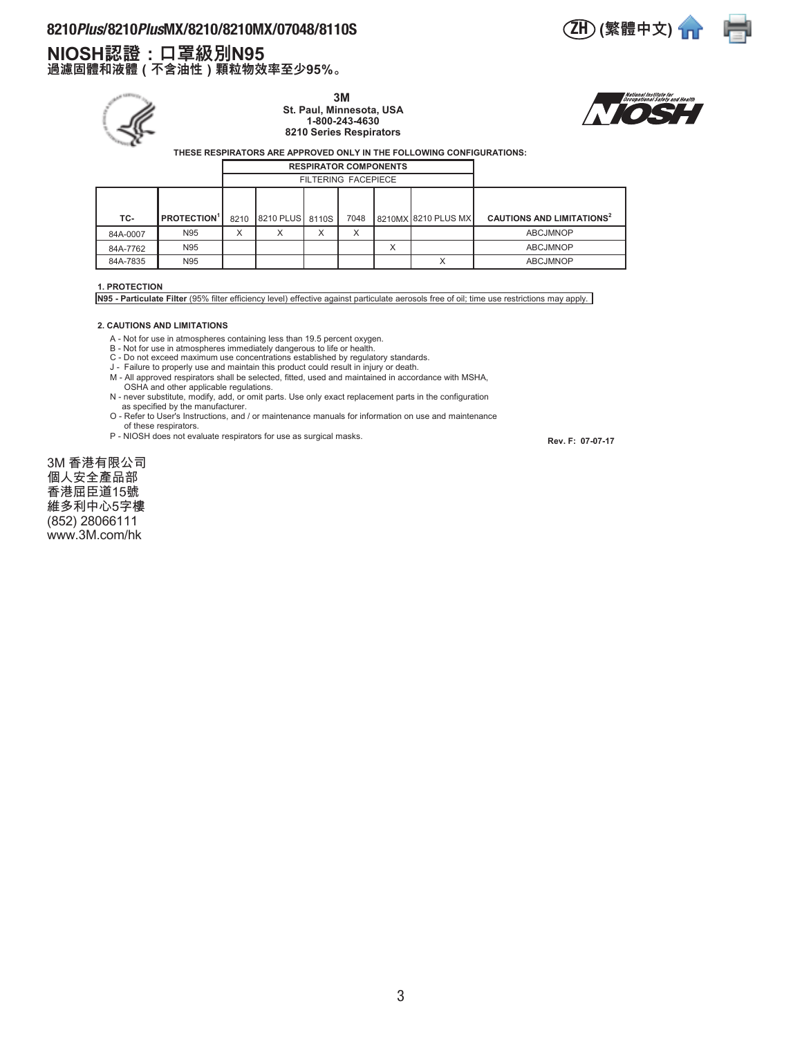# 8210*Plus*/8210*Plus*MX/8210/8210MX/07048/8110S

(ZH) (繁體中文)

## NIOSH認證：口罩級別N95

**過濾固體和液體（不含油性）顆粒物效率至少95%。**

**3M**
**St. Paul, Minnesota, USA**
**1-800-243-4630**
**8210 Series Respirators**

**THESE RESPIRATORS ARE APPROVED ONLY IN THE FOLLOWING CONFIGURATIONS:**

| | | RESPIRATOR COMPONENTS | | | | | | |
|---|---|---|---|---|---|---|---|---|
| | | FILTERING FACEPIECE | | | | | | |
| TC- | PROTECTION[1] | 8210 | 8210 PLUS | 8110S | 7048 | 8210MX | 8210 PLUS MX | CAUTIONS AND LIMITATIONS[2] |
| 84A-0007 | N95 | X | X | X | X | | | ABCJMNOP |
| 84A-7762 | N95 | | | | | X | | ABCJMNOP |
| 84A-7835 | N95 | | | | | | X | ABCJMNOP |

**1. PROTECTION**

**N95 - Particulate Filter** (95% filter efficiency level) effective against particulate aerosols free of oil; time use restrictions may apply.

**2. CAUTIONS AND LIMITATIONS**

A - Not for use in atmospheres containing less than 19.5 percent oxygen.
B - Not for use in atmospheres immediately dangerous to life or health.
C - Do not exceed maximum use concentrations established by regulatory standards.
J - Failure to properly use and maintain this product could result in injury or death.
M - All approved respirators shall be selected, fitted, used and maintained in accordance with MSHA, OSHA and other applicable regulations.
N - never substitute, modify, add, or omit parts. Use only exact replacement parts in the configuration as specified by the manufacturer.
O - Refer to User's Instructions, and / or maintenance manuals for information on use and maintenance of these respirators.
P - NIOSH does not evaluate respirators for use as surgical masks.

**Rev. F: 07-07-17**

3M 香港有限公司
個人安全產品部
香港屈臣道15號
維多利中心5字樓
(852) 28066111
www.3M.com/hk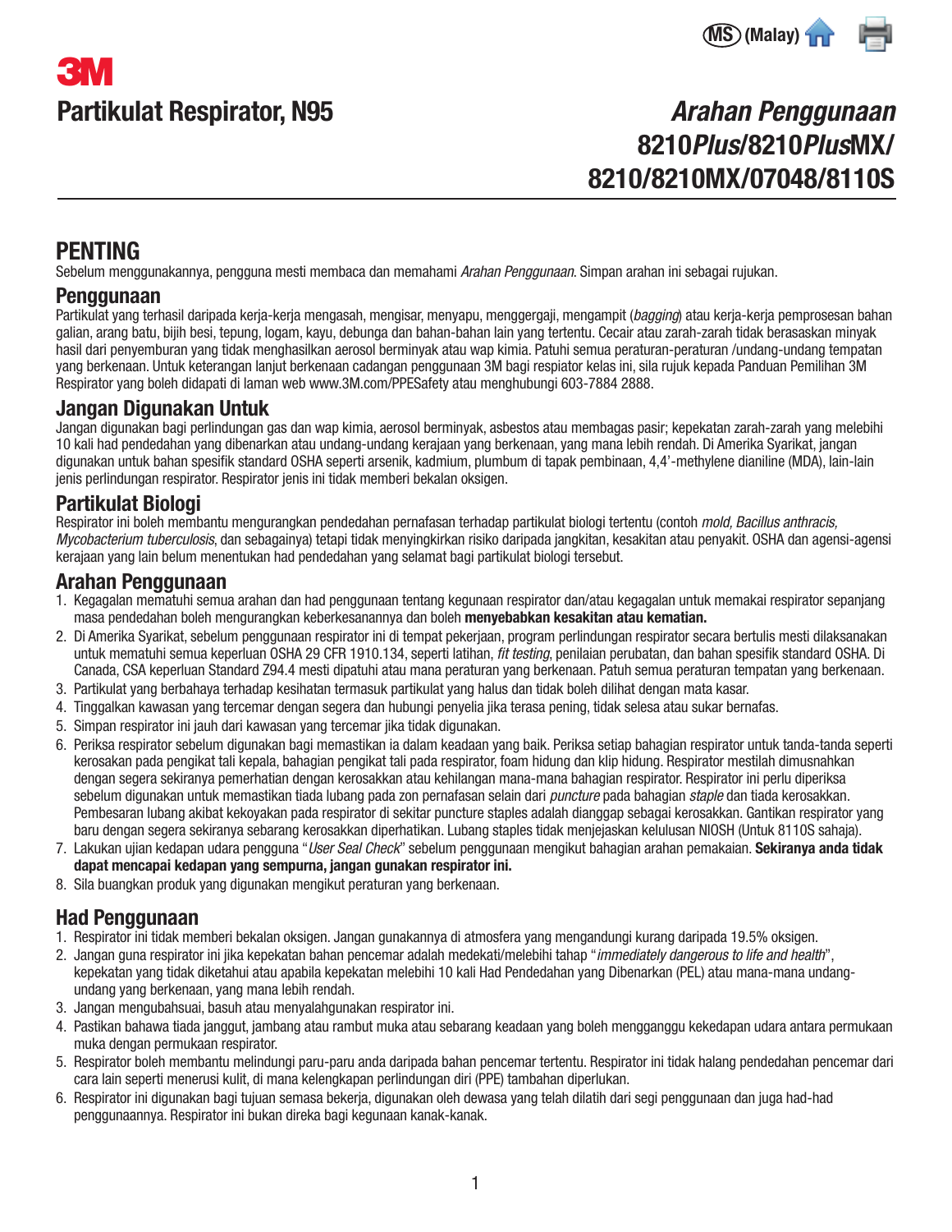(MS) (Malay)

3M

# Partikulat Respirator, N95

*Arahan Penggunaan*
**8210*Plus*/8210*Plus*MX/ 8210/8210MX/07048/8110S**

## PENTING

Sebelum menggunakannya, pengguna mesti membaca dan memahami *Arahan Penggunaan*. Simpan arahan ini sebagai rujukan.

## Penggunaan

Partikulat yang terhasil daripada kerja-kerja mengasah, mengisar, menyapu, menggergaji, mengampit (*bagging*) atau kerja-kerja pemprosesan bahan galian, arang batu, bijih besi, tepung, logam, kayu, debunga dan bahan-bahan lain yang tertentu. Cecair atau zarah-zarah tidak berasaskan minyak hasil dari penyemburan yang tidak menghasilkan aerosol berminyak atau wap kimia. Patuhi semua peraturan-peraturan /undang-undang tempatan yang berkenaan. Untuk keterangan lanjut berkenaan cadangan penggunaan 3M bagi respiator kelas ini, sila rujuk kepada Panduan Pemilihan 3M Respirator yang boleh didapati di laman web www.3M.com/PPESafety atau menghubungi 603-7884 2888.

## Jangan Digunakan Untuk

Jangan digunakan bagi perlindungan gas dan wap kimia, aerosol berminyak, asbestos atau membagas pasir; kepekatan zarah-zarah yang melebihi 10 kali had pendedahan yang dibenarkan atau undang-undang kerajaan yang berkenaan, yang mana lebih rendah. Di Amerika Syarikat, jangan digunakan untuk bahan spesifik standard OSHA seperti arsenik, kadmium, plumbum di tapak pembinaan, 4,4'-methylene dianiline (MDA), lain-lain jenis perlindungan respirator. Respirator jenis ini tidak memberi bekalan oksigen.

## Partikulat Biologi

Respirator ini boleh membantu mengurangkan pendedahan pernafasan terhadap partikulat biologi tertentu (contoh *mold, Bacillus anthracis, Mycobacterium tuberculosis*, dan sebagainya) tetapi tidak menyingkirkan risiko daripada jangkitan, kesakitan atau penyakit. OSHA dan agensi-agensi kerajaan yang lain belum menentukan had pendedahan yang selamat bagi partikulat biologi tersebut.

## Arahan Penggunaan

1. Kegagalan mematuhi semua arahan dan had penggunaan tentang kegunaan respirator dan/atau kegagalan untuk memakai respirator sepanjang masa pendedahan boleh mengurangkan keberkesanannya dan boleh **menyebabkan kesakitan atau kematian.**
2. Di Amerika Syarikat, sebelum penggunaan respirator ini di tempat pekerjaan, program perlindungan respirator secara bertulis mesti dilaksanakan untuk mematuhi semua keperluan OSHA 29 CFR 1910.134, seperti latihan, *fit testing*, penilaian perubatan, dan bahan spesifik standard OSHA. Di Canada, CSA keperluan Standard Z94.4 mesti dipatuhi atau mana peraturan yang berkenaan. Patuh semua peraturan tempatan yang berkenaan.
3. Partikulat yang berbahaya terhadap kesihatan termasuk partikulat yang halus dan tidak boleh dilihat dengan mata kasar.
4. Tinggalkan kawasan yang tercemar dengan segera dan hubungi penyelia jika terasa pening, tidak selesa atau sukar bernafas.
5. Simpan respirator ini jauh dari kawasan yang tercemar jika tidak digunakan.
6. Periksa respirator sebelum digunakan bagi memastikan ia dalam keadaan yang baik. Periksa setiap bahagian respirator untuk tanda-tanda seperti kerosakan pada pengikat tali kepala, bahagian pengikat tali pada respirator, foam hidung dan klip hidung. Respirator mestilah dimusnahkan dengan segera sekiranya pemerhatian dengan kerosakkan atau kehilangan mana-mana bahagian respirator. Respirator ini perlu diperiksa sebelum digunakan untuk memastikan tiada lubang pada zon pernafasan selain dari *puncture* pada bahagian *staple* dan tiada kerosakkan. Pembesaran lubang akibat kekoyakan pada respirator di sekitar puncture staples adalah dianggap sebagai kerosakkan. Gantikan respirator yang baru dengan segera sekiranya sebarang kerosakkan diperhatikan. Lubang staples tidak menjejaskan kelulusan NIOSH (Untuk 8110S sahaja).
7. Lakukan ujian kedapan udara pengguna "*User Seal Check*" sebelum penggunaan mengikut bahagian arahan pemakaian. **Sekiranya anda tidak dapat mencapai kedapan yang sempurna, jangan gunakan respirator ini.**
8. Sila buangkan produk yang digunakan mengikut peraturan yang berkenaan.

## Had Penggunaan

1. Respirator ini tidak memberi bekalan oksigen. Jangan gunakannya di atmosfera yang mengandungi kurang daripada 19.5% oksigen.
2. Jangan guna respirator ini jika kepekatan bahan pencemar adalah medekati/melebihi tahap "*immediately dangerous to life and health*", kepekatan yang tidak diketahui atau apabila kepekatan melebihi 10 kali Had Pendedahan yang Dibenarkan (PEL) atau mana-mana undang-undang yang berkenaan, yang mana lebih rendah.
3. Jangan mengubahsuai, basuh atau menyalahgunakan respirator ini.
4. Pastikan bahawa tiada janggut, jambang atau rambut muka atau sebarang keadaan yang boleh mengganggu kekedapan udara antara permukaan muka dengan permukaan respirator.
5. Respirator boleh membantu melindungi paru-paru anda daripada bahan pencemar tertentu. Respirator ini tidak halang pendedahan pencemar dari cara lain seperti menerusi kulit, di mana kelengkapan perlindungan diri (PPE) tambahan diperlukan.
6. Respirator ini digunakan bagi tujuan semasa bekerja, digunakan oleh dewasa yang telah dilatih dari segi penggunaan dan juga had-had penggunaannya. Respirator ini bukan direka bagi kegunaan kanak-kanak.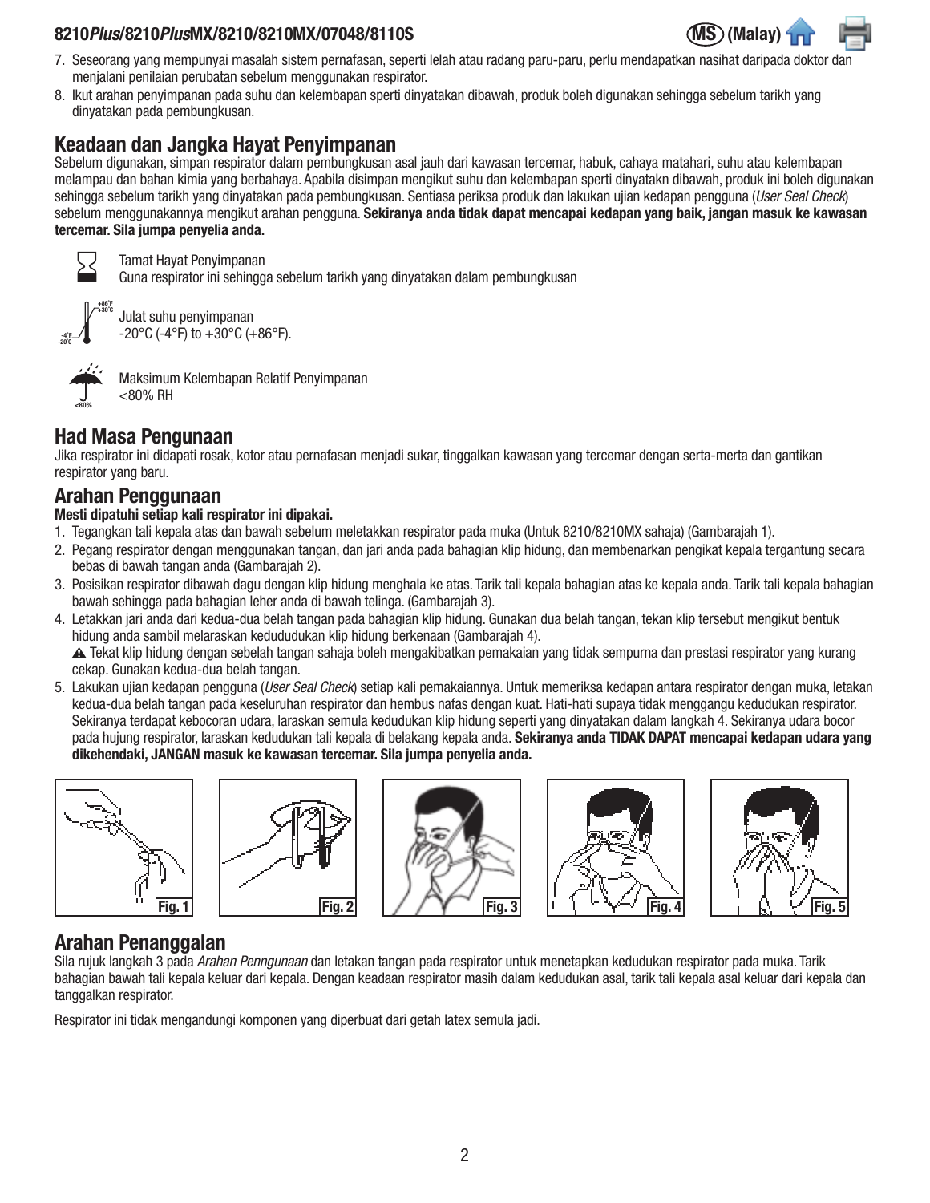7. Seseorang yang mempunyai masalah sistem pernafasan, seperti lelah atau radang paru-paru, perlu mendapatkan nasihat daripada doktor dan menjalani penilaian perubatan sebelum menggunakan respirator.
8. Ikut arahan penyimpanan pada suhu dan kelembapan sperti dinyatakan dibawah, produk boleh digunakan sehingga sebelum tarikh yang dinyatakan pada pembungkusan.

## Keadaan dan Jangka Hayat Penyimpanan

Sebelum digunakan, simpan respirator dalam pembungkusan asal jauh dari kawasan tercemar, habuk, cahaya matahari, suhu atau kelembapan melampau dan bahan kimia yang berbahaya. Apabila disimpan mengikut suhu dan kelembapan sperti dinyatakn dibawah, produk ini boleh digunakan sehingga sebelum tarikh yang dinyatakan pada pembungkusan. Sentiasa periksa produk dan lakukan ujian kedapan pengguna (*User Seal Check*) sebelum menggunakannya mengikut arahan pengguna. **Sekiranya anda tidak dapat mencapai kedapan yang baik, jangan masuk ke kawasan tercemar. Sila jumpa penyelia anda.**

Tamat Hayat Penyimpanan
Guna respirator ini sehingga sebelum tarikh yang dinyatakan dalam pembungkusan

+86°F +30°C
-4°F -20°C
Julat suhu penyimpanan
-20°C (-4°F) to +30°C (+86°F).

<80%
Maksimum Kelembapan Relatif Penyimpanan
<80% RH

## Had Masa Pengunaan

Jika respirator ini didapati rosak, kotor atau pernafasan menjadi sukar, tinggalkan kawasan yang tercemar dengan serta-merta dan gantikan respirator yang baru.

## Arahan Penggunaan

**Mesti dipatuhi setiap kali respirator ini dipakai.**

1. Tegangkan tali kepala atas dan bawah sebelum meletakkan respirator pada muka (Untuk 8210/8210MX sahaja) (Gambarajah 1).
2. Pegang respirator dengan menggunakan tangan, dan jari anda pada bahagian klip hidung, dan membenarkan pengikat kepala tergantung secara bebas di bawah tangan anda (Gambarajah 2).
3. Posisikan respirator dibawah dagu dengan klip hidung menghala ke atas. Tarik tali kepala bahagian atas ke kepala anda. Tarik tali kepala bahagian bawah sehingga pada bahagian leher anda di bawah telinga. (Gambarajah 3).
4. Letakkan jari anda dari kedua-dua belah tangan pada bahagian klip hidung. Gunakan dua belah tangan, tekan klip tersebut mengikut bentuk hidung anda sambil melaraskan kedududukan klip hidung berkenaan (Gambarajah 4).
   ⚠ Tekat klip hidung dengan sebelah tangan sahaja boleh mengakibatkan pemakaian yang tidak sempurna dan prestasi respirator yang kurang cekap. Gunakan kedua-dua belah tangan.
5. Lakukan ujian kedapan pengguna (*User Seal Check*) setiap kali pemakaiannya. Untuk memeriksa kedapan antara respirator dengan muka, letakan kedua-dua belah tangan pada keseluruhan respirator dan hembus nafas dengan kuat. Hati-hati supaya tidak menggangu kedudukan respirator. Sekiranya terdapat kebocoran udara, laraskan semula kedudukan klip hidung seperti yang dinyatakan dalam langkah 4. Sekiranya udara bocor pada hujung respirator, laraskan kedudukan tali kepala di belakang kepala anda. **Sekiranya anda TIDAK DAPAT mencapai kedapan udara yang dikehendeki, JANGAN masuk ke kawasan tercemar. Sila jumpa penyelia anda.**

Fig. 1 Fig. 2 Fig. 3 Fig. 4 Fig. 5

## Arahan Penanggalan

Sila rujuk langkah 3 pada *Arahan Penngunaan* dan letakan tangan pada respirator untuk menetapkan kedudukan respirator pada muka. Tarik bahagian bawah tali kepala keluar dari kepala. Dengan keadaan respirator masih dalam kedudukan asal, tarik tali kepala asal keluar dari kepala dan tanggalkan respirator.

Respirator ini tidak mengandungi komponen yang diperbuat dari getah latex semula jadi.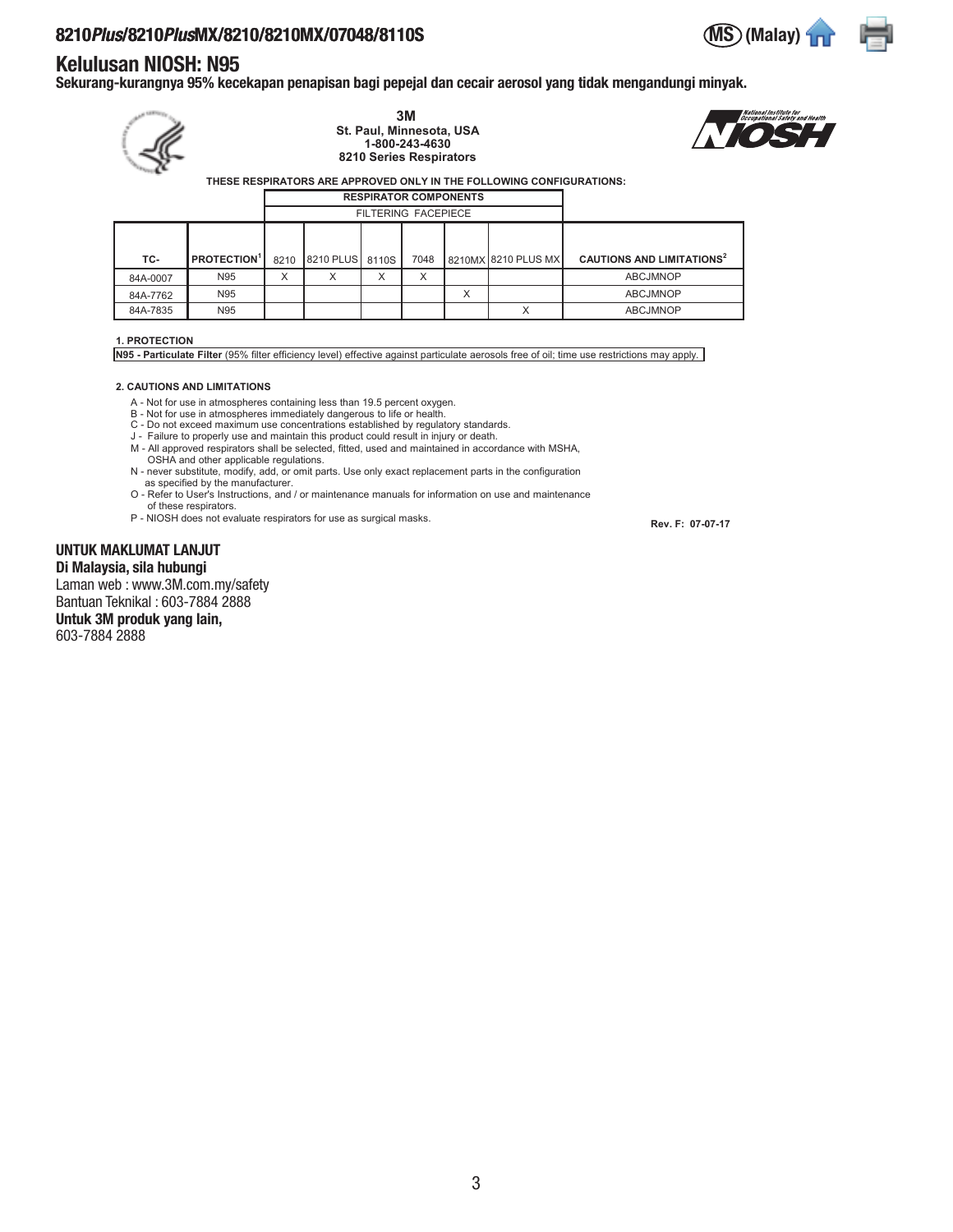# 8210*Plus*/8210*Plus*MX/8210/8210MX/07048/8110S

MS (Malay)

## Kelulusan NIOSH: N95

**Sekurang-kurangnya 95% kecekapan penapisan bagi pepejal dan cecair aerosol yang tidak mengandungi minyak.**

**3M**
**St. Paul, Minnesota, USA**
**1-800-243-4630**
**8210 Series Respirators**

**THESE RESPIRATORS ARE APPROVED ONLY IN THE FOLLOWING CONFIGURATIONS:**

| | | RESPIRATOR COMPONENTS | | | | | | |
|---|---|---|---|---|---|---|---|---|
| | | FILTERING FACEPIECE | | | | | | |
| TC- | PROTECTION[1] | 8210 | 8210 PLUS | 8110S | 7048 | 8210MX | 8210 PLUS MX | CAUTIONS AND LIMITATIONS[2] |
| 84A-0007 | N95 | X | X | X | X | | | ABCJMNOP |
| 84A-7762 | N95 | | | | | X | | ABCJMNOP |
| 84A-7835 | N95 | | | | | | X | ABCJMNOP |

**1. PROTECTION**

**N95 - Particulate Filter** (95% filter efficiency level) effective against particulate aerosols free of oil; time use restrictions may apply.

**2. CAUTIONS AND LIMITATIONS**

A - Not for use in atmospheres containing less than 19.5 percent oxygen.
B - Not for use in atmospheres immediately dangerous to life or health.
C - Do not exceed maximum use concentrations established by regulatory standards.
J - Failure to properly use and maintain this product could result in injury or death.
M - All approved respirators shall be selected, fitted, used and maintained in accordance with MSHA, OSHA and other applicable regulations.
N - never substitute, modify, add, or omit parts. Use only exact replacement parts in the configuration as specified by the manufacturer.
O - Refer to User's Instructions, and / or maintenance manuals for information on use and maintenance of these respirators.
P - NIOSH does not evaluate respirators for use as surgical masks.

**Rev. F: 07-07-17**

**UNTUK MAKLUMAT LANJUT**
**Di Malaysia, sila hubungi**
Laman web : www.3M.com.my/safety
Bantuan Teknikal : 603-7884 2888
**Untuk 3M produk yang lain,**
603-7884 2888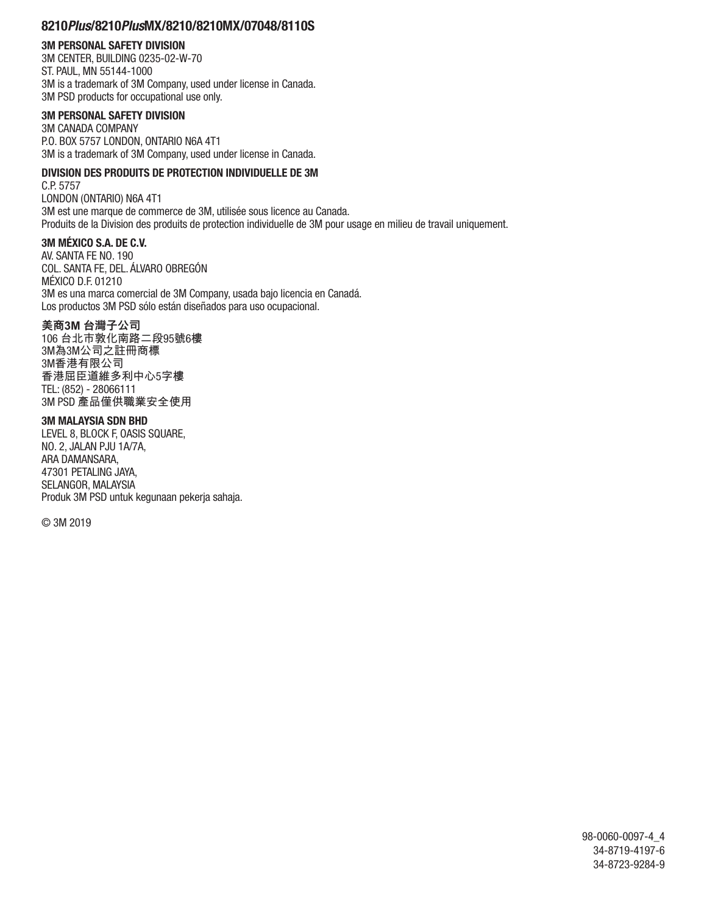## 8210*Plus*/8210*Plus*MX/8210/8210MX/07048/8110S

**3M PERSONAL SAFETY DIVISION**
3M CENTER, BUILDING 0235-02-W-70
ST. PAUL, MN 55144-1000
3M is a trademark of 3M Company, used under license in Canada.
3M PSD products for occupational use only.

**3M PERSONAL SAFETY DIVISION**
3M CANADA COMPANY
P.O. BOX 5757 LONDON, ONTARIO N6A 4T1
3M is a trademark of 3M Company, used under license in Canada.

**DIVISION DES PRODUITS DE PROTECTION INDIVIDUELLE DE 3M**
C.P. 5757
LONDON (ONTARIO) N6A 4T1
3M est une marque de commerce de 3M, utilisée sous licence au Canada.
Produits de la Division des produits de protection individuelle de 3M pour usage en milieu de travail uniquement.

**3M MÉXICO S.A. DE C.V.**
AV. SANTA FE NO. 190
COL. SANTA FE, DEL. ÁLVARO OBREGÓN
MÉXICO D.F. 01210
3M es una marca comercial de 3M Company, usada bajo licencia en Canadá.
Los productos 3M PSD sólo están diseñados para uso ocupacional.

**美商3M 台灣子公司**
106 台北市敦化南路二段95號6樓
3M為3M公司之註冊商標
3M香港有限公司
香港屈臣道維多利中心5字樓
TEL: (852) - 28066111
3M PSD 產品僅供職業安全使用

**3M MALAYSIA SDN BHD**
LEVEL 8, BLOCK F, OASIS SQUARE,
NO. 2, JALAN PJU 1A/7A,
ARA DAMANSARA,
47301 PETALING JAYA,
SELANGOR, MALAYSIA
Produk 3M PSD untuk kegunaan pekerja sahaja.

© 3M 2019

98-0060-0097-4_4
34-8719-4197-6
34-8723-9284-9